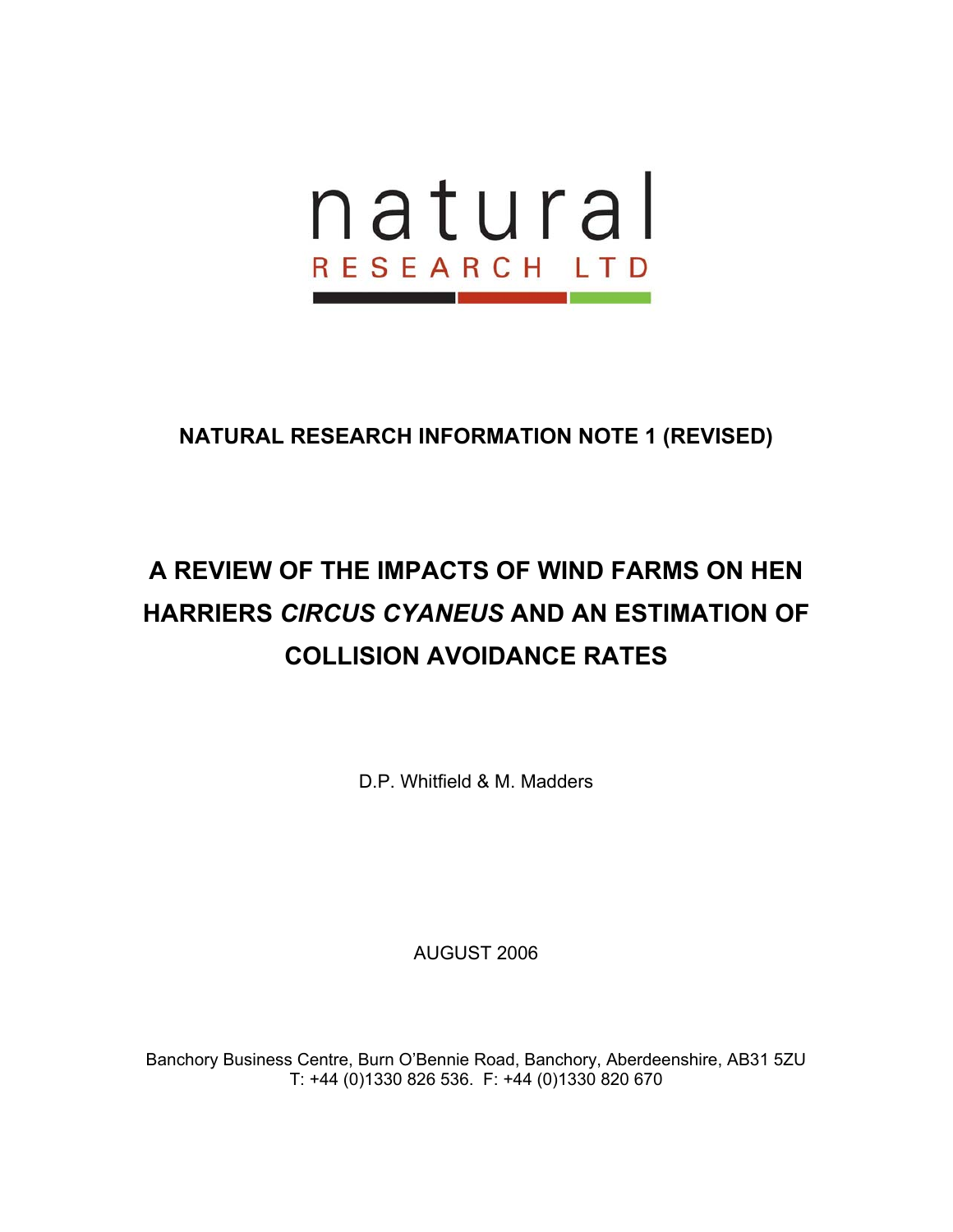natural

RESEARCH LTD

**NATURAL RESEARCH INFORMATION NOTE 1 (REVISED)**

# A REVIEW OF THE IMPACTS OF WIND FARMS ON HEN HARRIERS *CIRCUS CYANEUS* AND AN ESTIMATION OF COLLISION AVOIDANCE RATES

D.P. Whitfield & M. Madders

AUGUST 2006

Banchory Business Centre, Burn O'Bennie Road, Banchory, Aberdeenshire, AB31 5ZU
T: +44 (0)1330 826 536. F: +44 (0)1330 820 670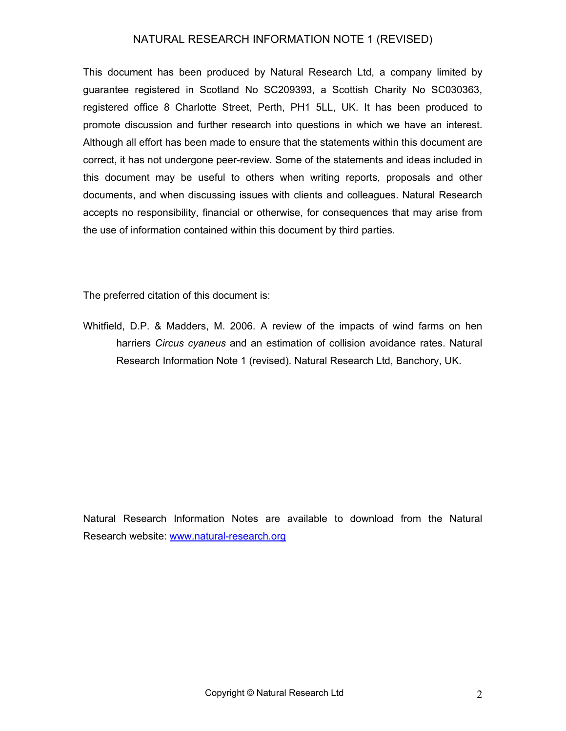This document has been produced by Natural Research Ltd, a company limited by guarantee registered in Scotland No SC209393, a Scottish Charity No SC030363, registered office 8 Charlotte Street, Perth, PH1 5LL, UK. It has been produced to promote discussion and further research into questions in which we have an interest. Although all effort has been made to ensure that the statements within this document are correct, it has not undergone peer-review. Some of the statements and ideas included in this document may be useful to others when writing reports, proposals and other documents, and when discussing issues with clients and colleagues. Natural Research accepts no responsibility, financial or otherwise, for consequences that may arise from the use of information contained within this document by third parties.

The preferred citation of this document is:

Whitfield, D.P. & Madders, M. 2006. A review of the impacts of wind farms on hen harriers *Circus cyaneus* and an estimation of collision avoidance rates. Natural Research Information Note 1 (revised). Natural Research Ltd, Banchory, UK.

Natural Research Information Notes are available to download from the Natural Research website: [www.natural-research.org](http://www.natural-research.org)

Copyright © Natural Research Ltd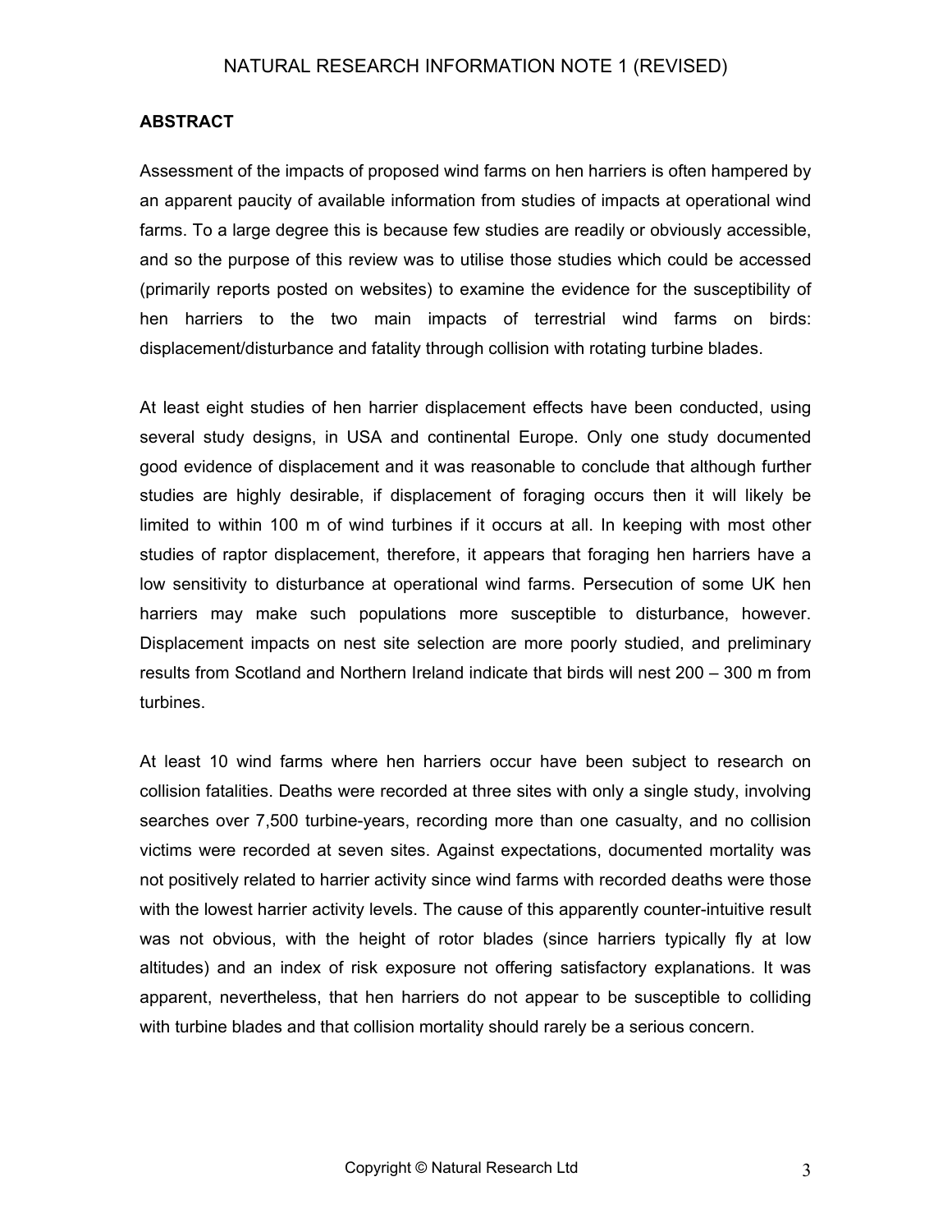## ABSTRACT

Assessment of the impacts of proposed wind farms on hen harriers is often hampered by an apparent paucity of available information from studies of impacts at operational wind farms. To a large degree this is because few studies are readily or obviously accessible, and so the purpose of this review was to utilise those studies which could be accessed (primarily reports posted on websites) to examine the evidence for the susceptibility of hen harriers to the two main impacts of terrestrial wind farms on birds: displacement/disturbance and fatality through collision with rotating turbine blades.

At least eight studies of hen harrier displacement effects have been conducted, using several study designs, in USA and continental Europe. Only one study documented good evidence of displacement and it was reasonable to conclude that although further studies are highly desirable, if displacement of foraging occurs then it will likely be limited to within 100 m of wind turbines if it occurs at all. In keeping with most other studies of raptor displacement, therefore, it appears that foraging hen harriers have a low sensitivity to disturbance at operational wind farms. Persecution of some UK hen harriers may make such populations more susceptible to disturbance, however. Displacement impacts on nest site selection are more poorly studied, and preliminary results from Scotland and Northern Ireland indicate that birds will nest 200 – 300 m from turbines.

At least 10 wind farms where hen harriers occur have been subject to research on collision fatalities. Deaths were recorded at three sites with only a single study, involving searches over 7,500 turbine-years, recording more than one casualty, and no collision victims were recorded at seven sites. Against expectations, documented mortality was not positively related to harrier activity since wind farms with recorded deaths were those with the lowest harrier activity levels. The cause of this apparently counter-intuitive result was not obvious, with the height of rotor blades (since harriers typically fly at low altitudes) and an index of risk exposure not offering satisfactory explanations. It was apparent, nevertheless, that hen harriers do not appear to be susceptible to colliding with turbine blades and that collision mortality should rarely be a serious concern.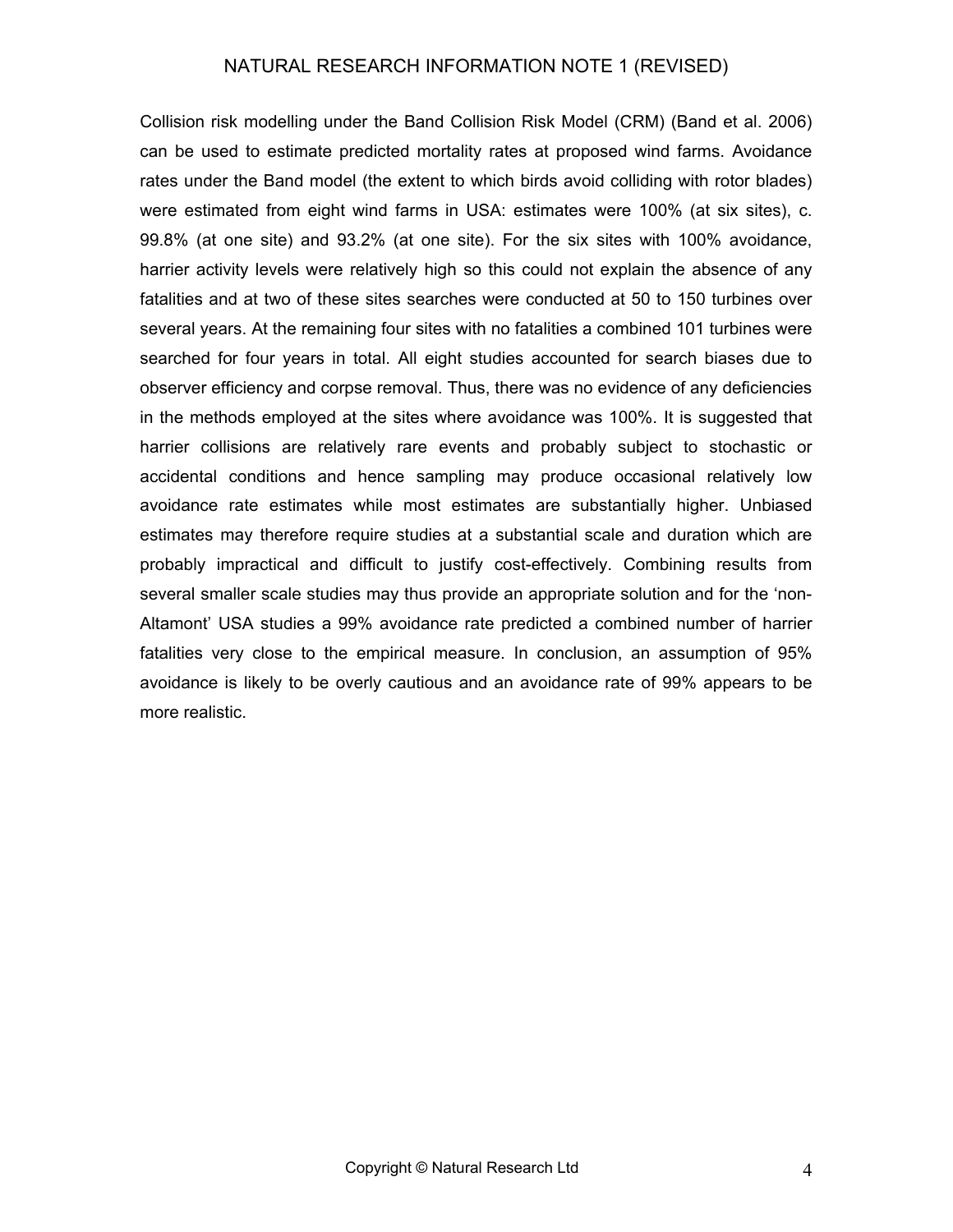Collision risk modelling under the Band Collision Risk Model (CRM) (Band et al. 2006) can be used to estimate predicted mortality rates at proposed wind farms. Avoidance rates under the Band model (the extent to which birds avoid colliding with rotor blades) were estimated from eight wind farms in USA: estimates were 100% (at six sites), c. 99.8% (at one site) and 93.2% (at one site). For the six sites with 100% avoidance, harrier activity levels were relatively high so this could not explain the absence of any fatalities and at two of these sites searches were conducted at 50 to 150 turbines over several years. At the remaining four sites with no fatalities a combined 101 turbines were searched for four years in total. All eight studies accounted for search biases due to observer efficiency and corpse removal. Thus, there was no evidence of any deficiencies in the methods employed at the sites where avoidance was 100%. It is suggested that harrier collisions are relatively rare events and probably subject to stochastic or accidental conditions and hence sampling may produce occasional relatively low avoidance rate estimates while most estimates are substantially higher. Unbiased estimates may therefore require studies at a substantial scale and duration which are probably impractical and difficult to justify cost-effectively. Combining results from several smaller scale studies may thus provide an appropriate solution and for the 'non-Altamont' USA studies a 99% avoidance rate predicted a combined number of harrier fatalities very close to the empirical measure. In conclusion, an assumption of 95% avoidance is likely to be overly cautious and an avoidance rate of 99% appears to be more realistic.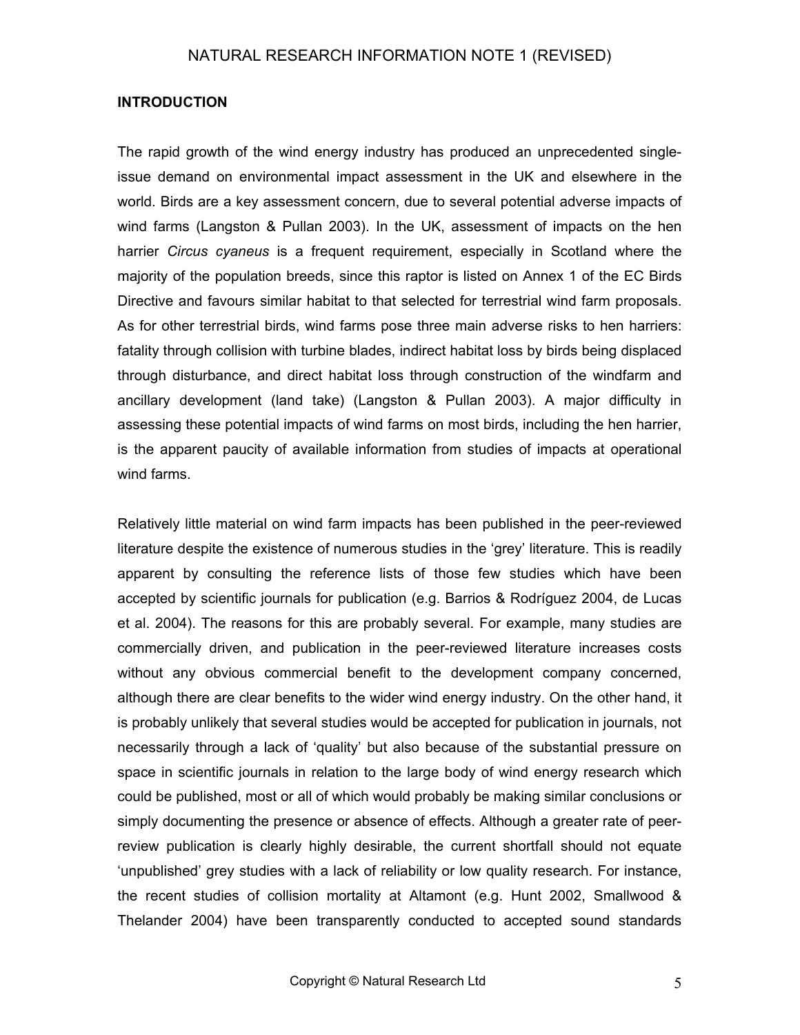## INTRODUCTION

The rapid growth of the wind energy industry has produced an unprecedented single-issue demand on environmental impact assessment in the UK and elsewhere in the world. Birds are a key assessment concern, due to several potential adverse impacts of wind farms (Langston & Pullan 2003). In the UK, assessment of impacts on the hen harrier *Circus cyaneus* is a frequent requirement, especially in Scotland where the majority of the population breeds, since this raptor is listed on Annex 1 of the EC Birds Directive and favours similar habitat to that selected for terrestrial wind farm proposals. As for other terrestrial birds, wind farms pose three main adverse risks to hen harriers: fatality through collision with turbine blades, indirect habitat loss by birds being displaced through disturbance, and direct habitat loss through construction of the windfarm and ancillary development (land take) (Langston & Pullan 2003). A major difficulty in assessing these potential impacts of wind farms on most birds, including the hen harrier, is the apparent paucity of available information from studies of impacts at operational wind farms.

Relatively little material on wind farm impacts has been published in the peer-reviewed literature despite the existence of numerous studies in the 'grey' literature. This is readily apparent by consulting the reference lists of those few studies which have been accepted by scientific journals for publication (e.g. Barrios & Rodríguez 2004, de Lucas et al. 2004). The reasons for this are probably several. For example, many studies are commercially driven, and publication in the peer-reviewed literature increases costs without any obvious commercial benefit to the development company concerned, although there are clear benefits to the wider wind energy industry. On the other hand, it is probably unlikely that several studies would be accepted for publication in journals, not necessarily through a lack of 'quality' but also because of the substantial pressure on space in scientific journals in relation to the large body of wind energy research which could be published, most or all of which would probably be making similar conclusions or simply documenting the presence or absence of effects. Although a greater rate of peer-review publication is clearly highly desirable, the current shortfall should not equate 'unpublished' grey studies with a lack of reliability or low quality research. For instance, the recent studies of collision mortality at Altamont (e.g. Hunt 2002, Smallwood & Thelander 2004) have been transparently conducted to accepted sound standards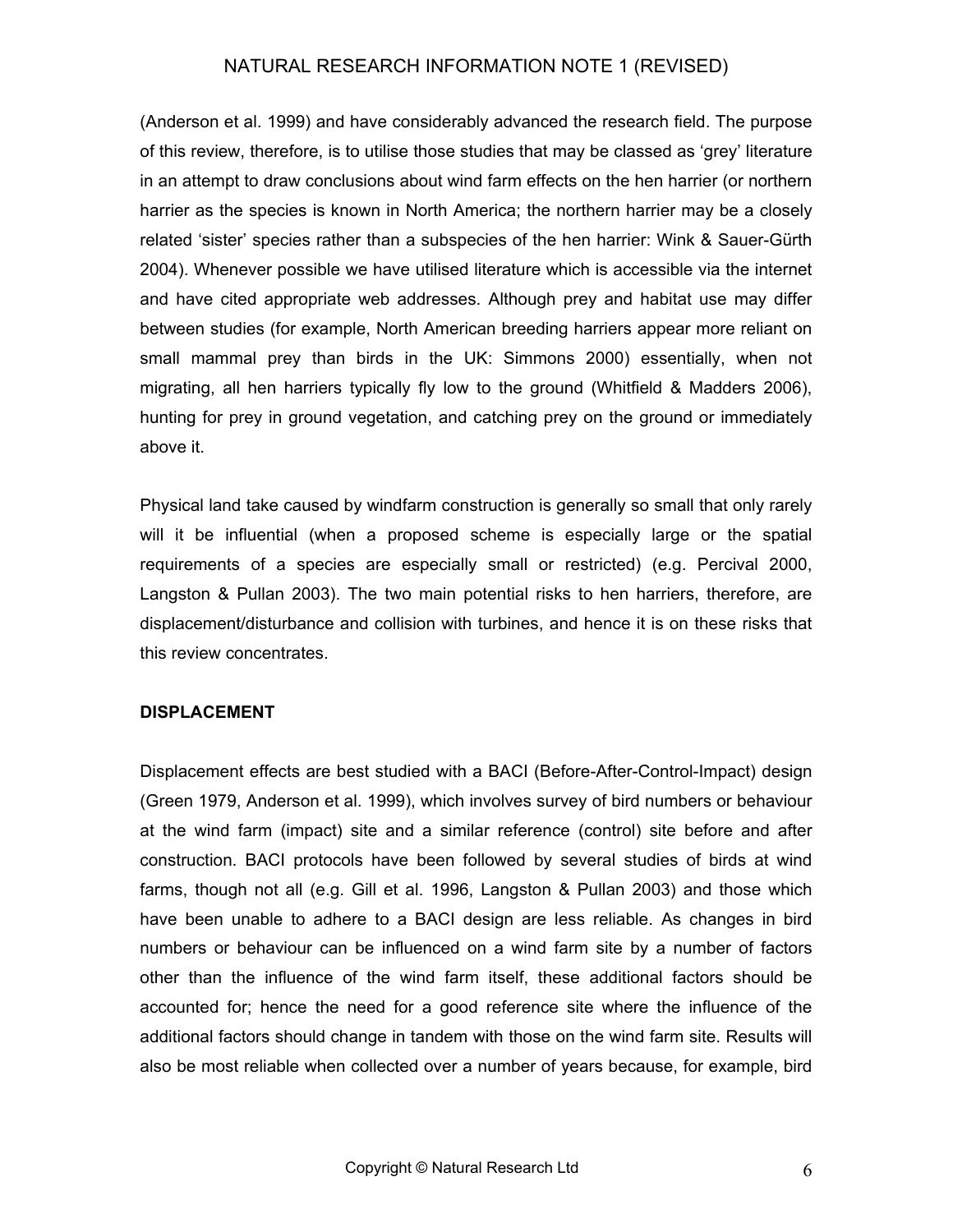(Anderson et al. 1999) and have considerably advanced the research field. The purpose of this review, therefore, is to utilise those studies that may be classed as 'grey' literature in an attempt to draw conclusions about wind farm effects on the hen harrier (or northern harrier as the species is known in North America; the northern harrier may be a closely related 'sister' species rather than a subspecies of the hen harrier: Wink & Sauer-Gürth 2004). Whenever possible we have utilised literature which is accessible via the internet and have cited appropriate web addresses. Although prey and habitat use may differ between studies (for example, North American breeding harriers appear more reliant on small mammal prey than birds in the UK: Simmons 2000) essentially, when not migrating, all hen harriers typically fly low to the ground (Whitfield & Madders 2006), hunting for prey in ground vegetation, and catching prey on the ground or immediately above it.

Physical land take caused by windfarm construction is generally so small that only rarely will it be influential (when a proposed scheme is especially large or the spatial requirements of a species are especially small or restricted) (e.g. Percival 2000, Langston & Pullan 2003). The two main potential risks to hen harriers, therefore, are displacement/disturbance and collision with turbines, and hence it is on these risks that this review concentrates.

**DISPLACEMENT**

Displacement effects are best studied with a BACI (Before-After-Control-Impact) design (Green 1979, Anderson et al. 1999), which involves survey of bird numbers or behaviour at the wind farm (impact) site and a similar reference (control) site before and after construction. BACI protocols have been followed by several studies of birds at wind farms, though not all (e.g. Gill et al. 1996, Langston & Pullan 2003) and those which have been unable to adhere to a BACI design are less reliable. As changes in bird numbers or behaviour can be influenced on a wind farm site by a number of factors other than the influence of the wind farm itself, these additional factors should be accounted for; hence the need for a good reference site where the influence of the additional factors should change in tandem with those on the wind farm site. Results will also be most reliable when collected over a number of years because, for example, bird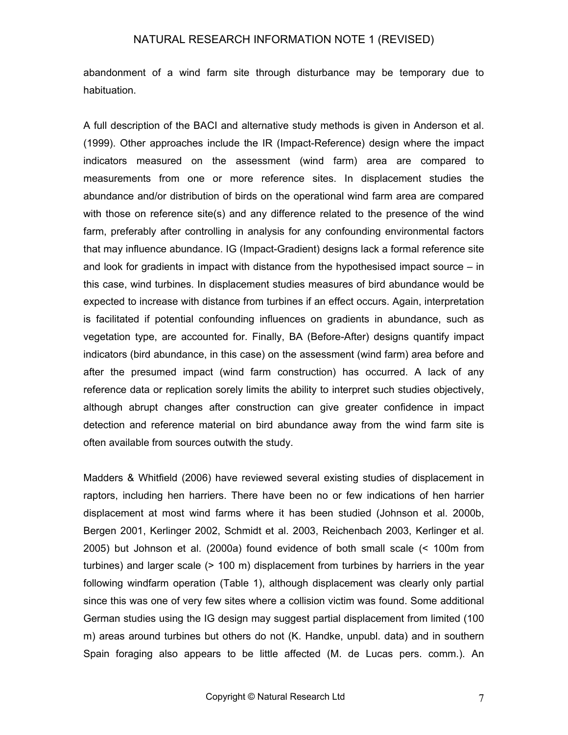abandonment of a wind farm site through disturbance may be temporary due to habituation.

A full description of the BACI and alternative study methods is given in Anderson et al. (1999). Other approaches include the IR (Impact-Reference) design where the impact indicators measured on the assessment (wind farm) area are compared to measurements from one or more reference sites. In displacement studies the abundance and/or distribution of birds on the operational wind farm area are compared with those on reference site(s) and any difference related to the presence of the wind farm, preferably after controlling in analysis for any confounding environmental factors that may influence abundance. IG (Impact-Gradient) designs lack a formal reference site and look for gradients in impact with distance from the hypothesised impact source – in this case, wind turbines. In displacement studies measures of bird abundance would be expected to increase with distance from turbines if an effect occurs. Again, interpretation is facilitated if potential confounding influences on gradients in abundance, such as vegetation type, are accounted for. Finally, BA (Before-After) designs quantify impact indicators (bird abundance, in this case) on the assessment (wind farm) area before and after the presumed impact (wind farm construction) has occurred. A lack of any reference data or replication sorely limits the ability to interpret such studies objectively, although abrupt changes after construction can give greater confidence in impact detection and reference material on bird abundance away from the wind farm site is often available from sources outwith the study.

Madders & Whitfield (2006) have reviewed several existing studies of displacement in raptors, including hen harriers. There have been no or few indications of hen harrier displacement at most wind farms where it has been studied (Johnson et al. 2000b, Bergen 2001, Kerlinger 2002, Schmidt et al. 2003, Reichenbach 2003, Kerlinger et al. 2005) but Johnson et al. (2000a) found evidence of both small scale (< 100m from turbines) and larger scale (> 100 m) displacement from turbines by harriers in the year following windfarm operation (Table 1), although displacement was clearly only partial since this was one of very few sites where a collision victim was found. Some additional German studies using the IG design may suggest partial displacement from limited (100 m) areas around turbines but others do not (K. Handke, unpubl. data) and in southern Spain foraging also appears to be little affected (M. de Lucas pers. comm.). An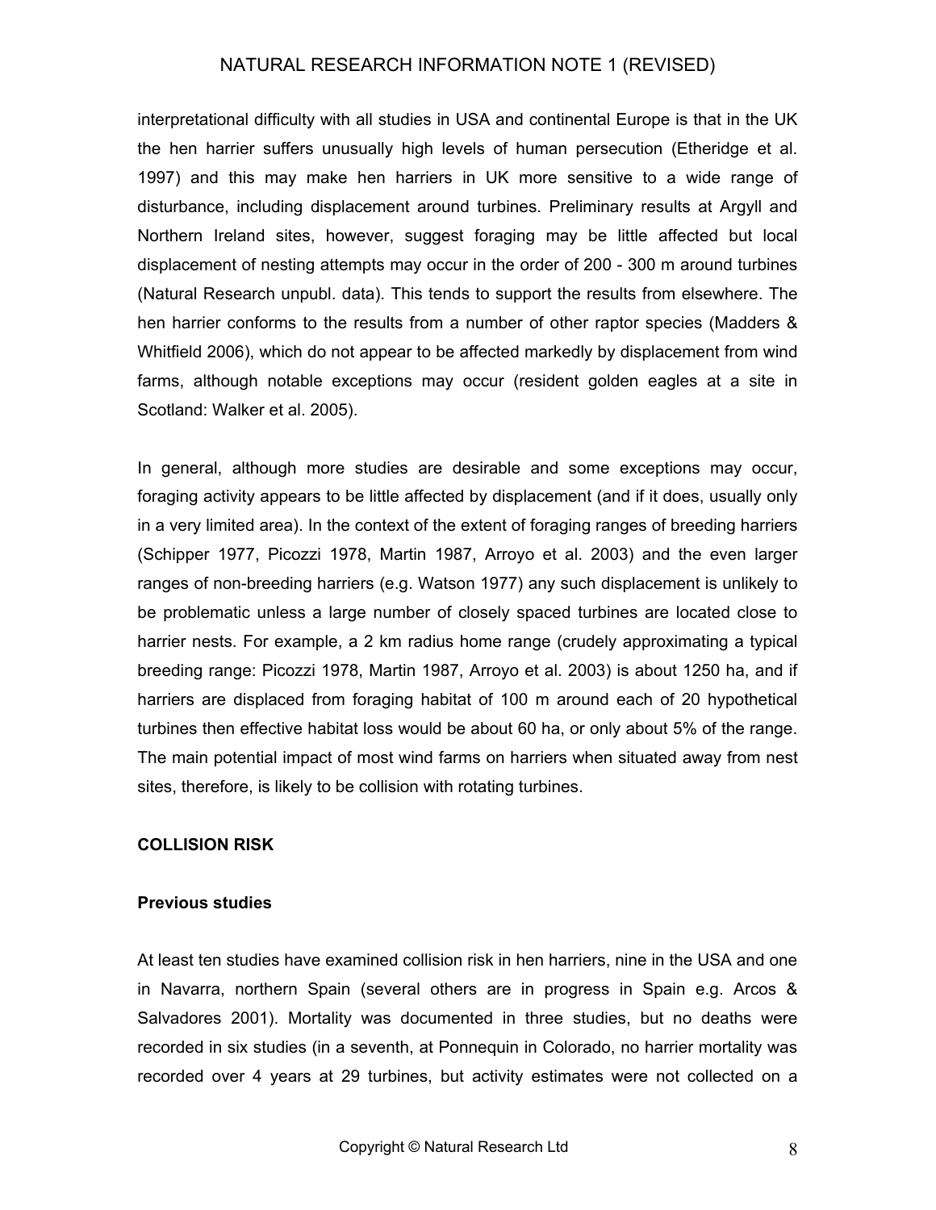interpretational difficulty with all studies in USA and continental Europe is that in the UK the hen harrier suffers unusually high levels of human persecution (Etheridge et al. 1997) and this may make hen harriers in UK more sensitive to a wide range of disturbance, including displacement around turbines. Preliminary results at Argyll and Northern Ireland sites, however, suggest foraging may be little affected but local displacement of nesting attempts may occur in the order of 200 - 300 m around turbines (Natural Research unpubl. data). This tends to support the results from elsewhere. The hen harrier conforms to the results from a number of other raptor species (Madders & Whitfield 2006), which do not appear to be affected markedly by displacement from wind farms, although notable exceptions may occur (resident golden eagles at a site in Scotland: Walker et al. 2005).

In general, although more studies are desirable and some exceptions may occur, foraging activity appears to be little affected by displacement (and if it does, usually only in a very limited area). In the context of the extent of foraging ranges of breeding harriers (Schipper 1977, Picozzi 1978, Martin 1987, Arroyo et al. 2003) and the even larger ranges of non-breeding harriers (e.g. Watson 1977) any such displacement is unlikely to be problematic unless a large number of closely spaced turbines are located close to harrier nests. For example, a 2 km radius home range (crudely approximating a typical breeding range: Picozzi 1978, Martin 1987, Arroyo et al. 2003) is about 1250 ha, and if harriers are displaced from foraging habitat of 100 m around each of 20 hypothetical turbines then effective habitat loss would be about 60 ha, or only about 5% of the range. The main potential impact of most wind farms on harriers when situated away from nest sites, therefore, is likely to be collision with rotating turbines.

## COLLISION RISK

### Previous studies

At least ten studies have examined collision risk in hen harriers, nine in the USA and one in Navarra, northern Spain (several others are in progress in Spain e.g. Arcos & Salvadores 2001). Mortality was documented in three studies, but no deaths were recorded in six studies (in a seventh, at Ponnequin in Colorado, no harrier mortality was recorded over 4 years at 29 turbines, but activity estimates were not collected on a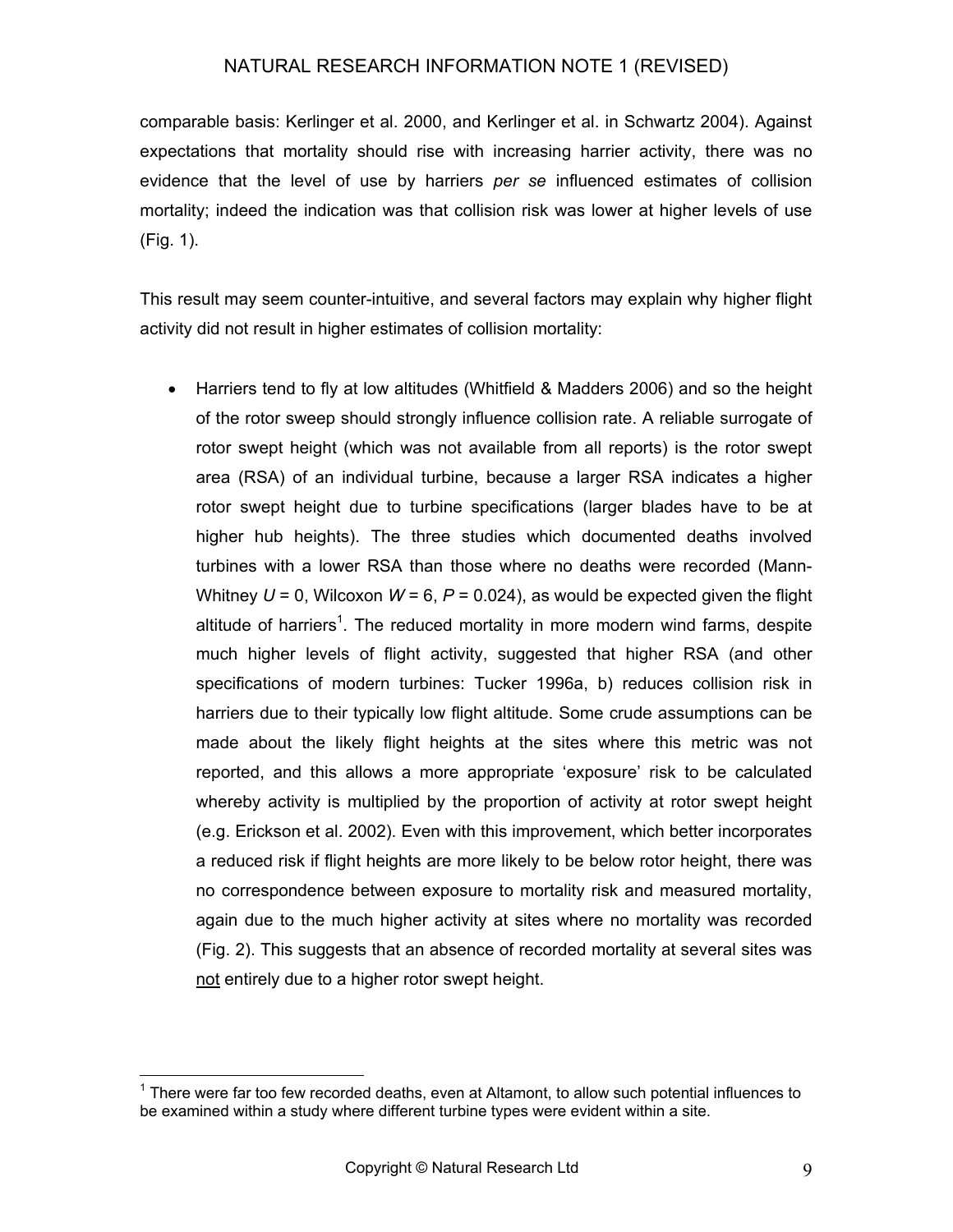comparable basis: Kerlinger et al. 2000, and Kerlinger et al. in Schwartz 2004). Against expectations that mortality should rise with increasing harrier activity, there was no evidence that the level of use by harriers *per se* influenced estimates of collision mortality; indeed the indication was that collision risk was lower at higher levels of use (Fig. 1).

This result may seem counter-intuitive, and several factors may explain why higher flight activity did not result in higher estimates of collision mortality:

- Harriers tend to fly at low altitudes (Whitfield & Madders 2006) and so the height of the rotor sweep should strongly influence collision rate. A reliable surrogate of rotor swept height (which was not available from all reports) is the rotor swept area (RSA) of an individual turbine, because a larger RSA indicates a higher rotor swept height due to turbine specifications (larger blades have to be at higher hub heights). The three studies which documented deaths involved turbines with a lower RSA than those where no deaths were recorded (Mann-Whitney $U = 0$, Wilcoxon $W = 6$, $P = 0.024$), as would be expected given the flight altitude of harriers[1]. The reduced mortality in more modern wind farms, despite much higher levels of flight activity, suggested that higher RSA (and other specifications of modern turbines: Tucker 1996a, b) reduces collision risk in harriers due to their typically low flight altitude. Some crude assumptions can be made about the likely flight heights at the sites where this metric was not reported, and this allows a more appropriate 'exposure' risk to be calculated whereby activity is multiplied by the proportion of activity at rotor swept height (e.g. Erickson et al. 2002). Even with this improvement, which better incorporates a reduced risk if flight heights are more likely to be below rotor height, there was no correspondence between exposure to mortality risk and measured mortality, again due to the much higher activity at sites where no mortality was recorded (Fig. 2). This suggests that an absence of recorded mortality at several sites was <u>not</u> entirely due to a higher rotor swept height.

[1] There were far too few recorded deaths, even at Altamont, to allow such potential influences to be examined within a study where different turbine types were evident within a site.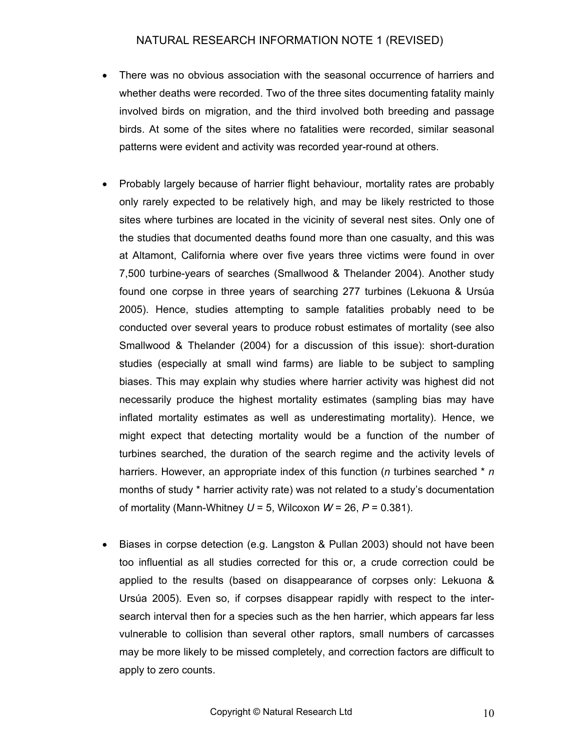- There was no obvious association with the seasonal occurrence of harriers and whether deaths were recorded. Two of the three sites documenting fatality mainly involved birds on migration, and the third involved both breeding and passage birds. At some of the sites where no fatalities were recorded, similar seasonal patterns were evident and activity was recorded year-round at others.

- Probably largely because of harrier flight behaviour, mortality rates are probably only rarely expected to be relatively high, and may be likely restricted to those sites where turbines are located in the vicinity of several nest sites. Only one of the studies that documented deaths found more than one casualty, and this was at Altamont, California where over five years three victims were found in over 7,500 turbine-years of searches (Smallwood & Thelander 2004). Another study found one corpse in three years of searching 277 turbines (Lekuona & Ursúa 2005). Hence, studies attempting to sample fatalities probably need to be conducted over several years to produce robust estimates of mortality (see also Smallwood & Thelander (2004) for a discussion of this issue): short-duration studies (especially at small wind farms) are liable to be subject to sampling biases. This may explain why studies where harrier activity was highest did not necessarily produce the highest mortality estimates (sampling bias may have inflated mortality estimates as well as underestimating mortality). Hence, we might expect that detecting mortality would be a function of the number of turbines searched, the duration of the search regime and the activity levels of harriers. However, an appropriate index of this function ($n$ turbines searched * $n$ months of study * harrier activity rate) was not related to a study's documentation of mortality (Mann-Whitney $U = 5$, Wilcoxon $W = 26$, $P = 0.381$).

- Biases in corpse detection (e.g. Langston & Pullan 2003) should not have been too influential as all studies corrected for this or, a crude correction could be applied to the results (based on disappearance of corpses only: Lekuona & Ursúa 2005). Even so, if corpses disappear rapidly with respect to the inter-search interval then for a species such as the hen harrier, which appears far less vulnerable to collision than several other raptors, small numbers of carcasses may be more likely to be missed completely, and correction factors are difficult to apply to zero counts.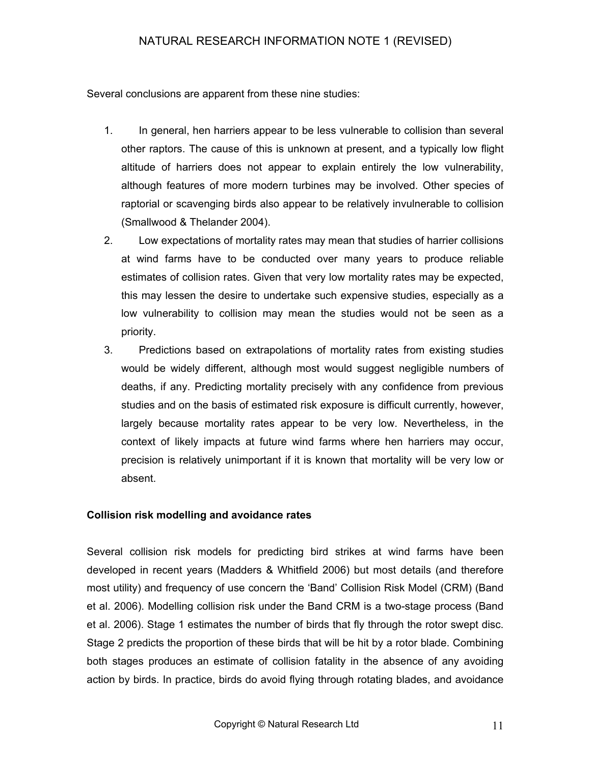Several conclusions are apparent from these nine studies:

1. In general, hen harriers appear to be less vulnerable to collision than several other raptors. The cause of this is unknown at present, and a typically low flight altitude of harriers does not appear to explain entirely the low vulnerability, although features of more modern turbines may be involved. Other species of raptorial or scavenging birds also appear to be relatively invulnerable to collision (Smallwood & Thelander 2004).
2. Low expectations of mortality rates may mean that studies of harrier collisions at wind farms have to be conducted over many years to produce reliable estimates of collision rates. Given that very low mortality rates may be expected, this may lessen the desire to undertake such expensive studies, especially as a low vulnerability to collision may mean the studies would not be seen as a priority.
3. Predictions based on extrapolations of mortality rates from existing studies would be widely different, although most would suggest negligible numbers of deaths, if any. Predicting mortality precisely with any confidence from previous studies and on the basis of estimated risk exposure is difficult currently, however, largely because mortality rates appear to be very low. Nevertheless, in the context of likely impacts at future wind farms where hen harriers may occur, precision is relatively unimportant if it is known that mortality will be very low or absent.

**Collision risk modelling and avoidance rates**

Several collision risk models for predicting bird strikes at wind farms have been developed in recent years (Madders & Whitfield 2006) but most details (and therefore most utility) and frequency of use concern the 'Band' Collision Risk Model (CRM) (Band et al. 2006). Modelling collision risk under the Band CRM is a two-stage process (Band et al. 2006). Stage 1 estimates the number of birds that fly through the rotor swept disc. Stage 2 predicts the proportion of these birds that will be hit by a rotor blade. Combining both stages produces an estimate of collision fatality in the absence of any avoiding action by birds. In practice, birds do avoid flying through rotating blades, and avoidance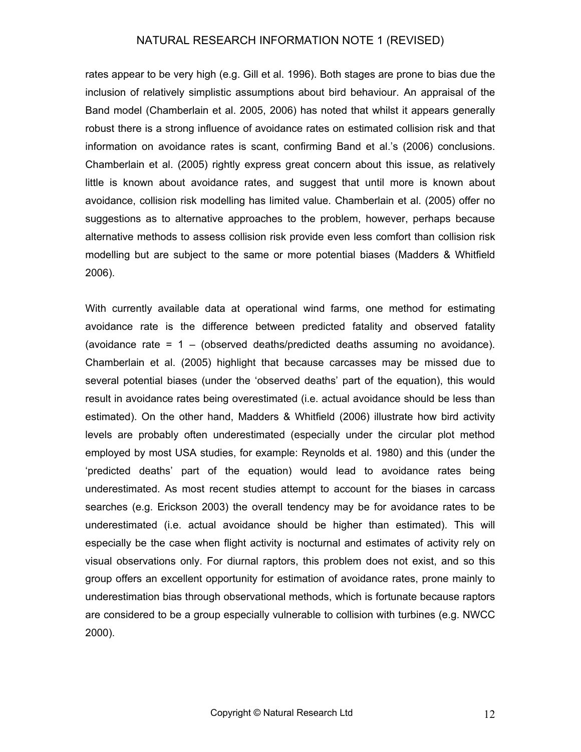rates appear to be very high (e.g. Gill et al. 1996). Both stages are prone to bias due the inclusion of relatively simplistic assumptions about bird behaviour. An appraisal of the Band model (Chamberlain et al. 2005, 2006) has noted that whilst it appears generally robust there is a strong influence of avoidance rates on estimated collision risk and that information on avoidance rates is scant, confirming Band et al.'s (2006) conclusions. Chamberlain et al. (2005) rightly express great concern about this issue, as relatively little is known about avoidance rates, and suggest that until more is known about avoidance, collision risk modelling has limited value. Chamberlain et al. (2005) offer no suggestions as to alternative approaches to the problem, however, perhaps because alternative methods to assess collision risk provide even less comfort than collision risk modelling but are subject to the same or more potential biases (Madders & Whitfield 2006).

With currently available data at operational wind farms, one method for estimating avoidance rate is the difference between predicted fatality and observed fatality (avoidance rate = 1 – (observed deaths/predicted deaths assuming no avoidance). Chamberlain et al. (2005) highlight that because carcasses may be missed due to several potential biases (under the 'observed deaths' part of the equation), this would result in avoidance rates being overestimated (i.e. actual avoidance should be less than estimated). On the other hand, Madders & Whitfield (2006) illustrate how bird activity levels are probably often underestimated (especially under the circular plot method employed by most USA studies, for example: Reynolds et al. 1980) and this (under the 'predicted deaths' part of the equation) would lead to avoidance rates being underestimated. As most recent studies attempt to account for the biases in carcass searches (e.g. Erickson 2003) the overall tendency may be for avoidance rates to be underestimated (i.e. actual avoidance should be higher than estimated). This will especially be the case when flight activity is nocturnal and estimates of activity rely on visual observations only. For diurnal raptors, this problem does not exist, and so this group offers an excellent opportunity for estimation of avoidance rates, prone mainly to underestimation bias through observational methods, which is fortunate because raptors are considered to be a group especially vulnerable to collision with turbines (e.g. NWCC 2000).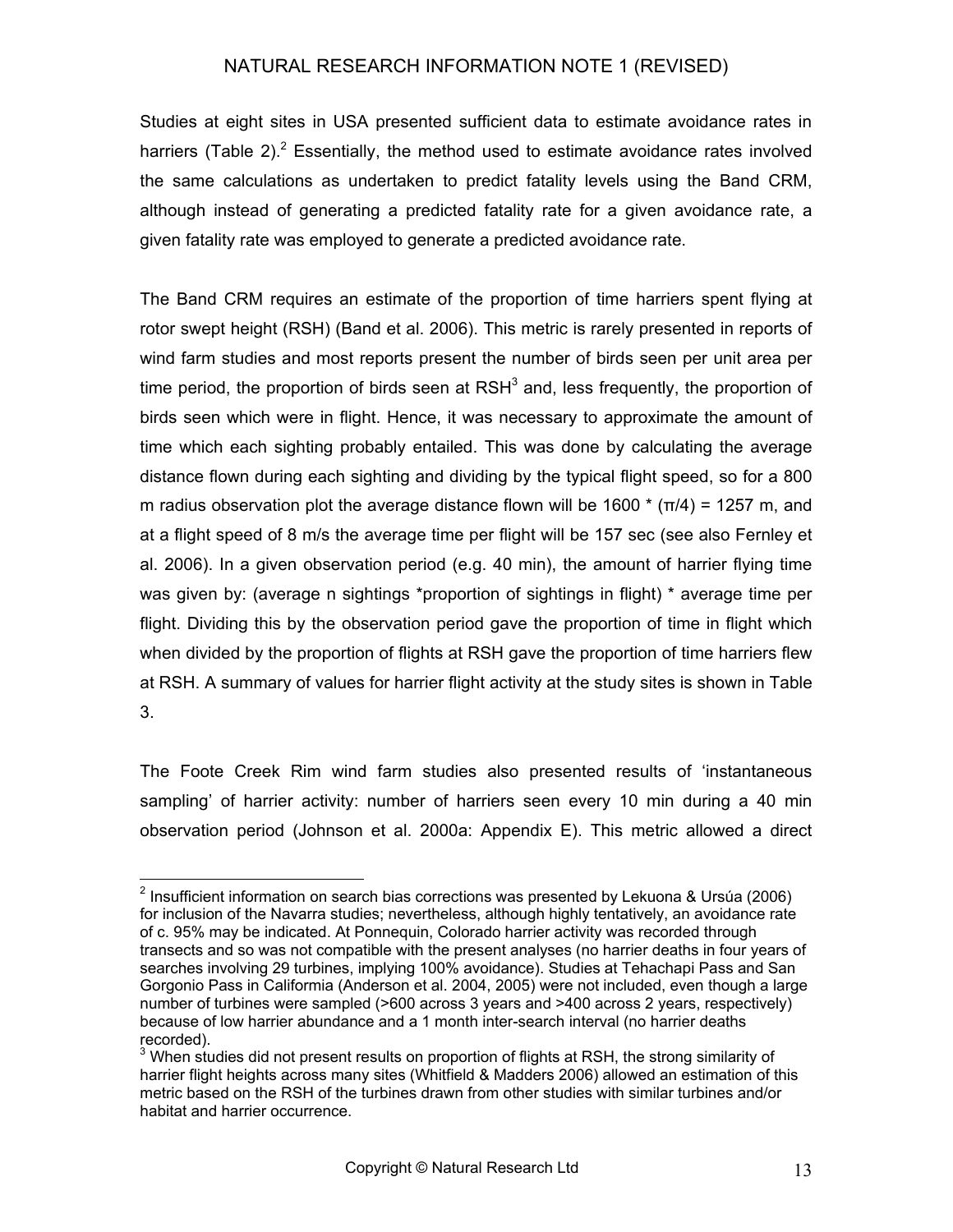Studies at eight sites in USA presented sufficient data to estimate avoidance rates in harriers (Table 2).[2] Essentially, the method used to estimate avoidance rates involved the same calculations as undertaken to predict fatality levels using the Band CRM, although instead of generating a predicted fatality rate for a given avoidance rate, a given fatality rate was employed to generate a predicted avoidance rate.

The Band CRM requires an estimate of the proportion of time harriers spent flying at rotor swept height (RSH) (Band et al. 2006). This metric is rarely presented in reports of wind farm studies and most reports present the number of birds seen per unit area per time period, the proportion of birds seen at RSH[3] and, less frequently, the proportion of birds seen which were in flight. Hence, it was necessary to approximate the amount of time which each sighting probably entailed. This was done by calculating the average distance flown during each sighting and dividing by the typical flight speed, so for a 800 m radius observation plot the average distance flown will be 1600 * (π/4) = 1257 m, and at a flight speed of 8 m/s the average time per flight will be 157 sec (see also Fernley et al. 2006). In a given observation period (e.g. 40 min), the amount of harrier flying time was given by: (average n sightings *proportion of sightings in flight) * average time per flight. Dividing this by the observation period gave the proportion of time in flight which when divided by the proportion of flights at RSH gave the proportion of time harriers flew at RSH. A summary of values for harrier flight activity at the study sites is shown in Table 3.

The Foote Creek Rim wind farm studies also presented results of 'instantaneous sampling' of harrier activity: number of harriers seen every 10 min during a 40 min observation period (Johnson et al. 2000a: Appendix E). This metric allowed a direct

---

[2] Insufficient information on search bias corrections was presented by Lekuona & Ursúa (2006) for inclusion of the Navarra studies; nevertheless, although highly tentatively, an avoidance rate of c. 95% may be indicated. At Ponnequin, Colorado harrier activity was recorded through transects and so was not compatible with the present analyses (no harrier deaths in four years of searches involving 29 turbines, implying 100% avoidance). Studies at Tehachapi Pass and San Gorgonio Pass in Califormia (Anderson et al. 2004, 2005) were not included, even though a large number of turbines were sampled (>600 across 3 years and >400 across 2 years, respectively) because of low harrier abundance and a 1 month inter-search interval (no harrier deaths recorded).

[3] When studies did not present results on proportion of flights at RSH, the strong similarity of harrier flight heights across many sites (Whitfield & Madders 2006) allowed an estimation of this metric based on the RSH of the turbines drawn from other studies with similar turbines and/or habitat and harrier occurrence.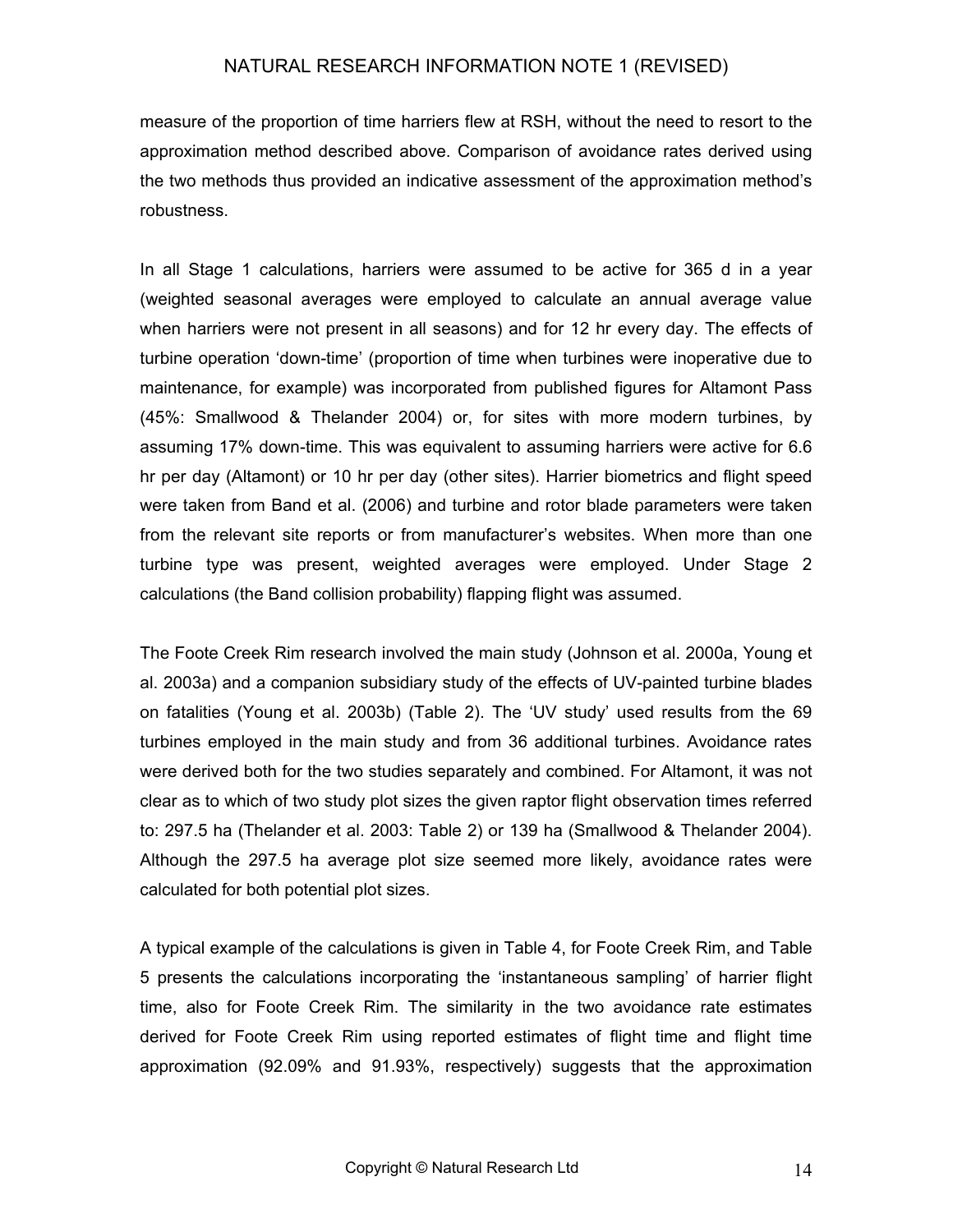measure of the proportion of time harriers flew at RSH, without the need to resort to the approximation method described above. Comparison of avoidance rates derived using the two methods thus provided an indicative assessment of the approximation method's robustness.

In all Stage 1 calculations, harriers were assumed to be active for 365 d in a year (weighted seasonal averages were employed to calculate an annual average value when harriers were not present in all seasons) and for 12 hr every day. The effects of turbine operation 'down-time' (proportion of time when turbines were inoperative due to maintenance, for example) was incorporated from published figures for Altamont Pass (45%: Smallwood & Thelander 2004) or, for sites with more modern turbines, by assuming 17% down-time. This was equivalent to assuming harriers were active for 6.6 hr per day (Altamont) or 10 hr per day (other sites). Harrier biometrics and flight speed were taken from Band et al. (2006) and turbine and rotor blade parameters were taken from the relevant site reports or from manufacturer's websites. When more than one turbine type was present, weighted averages were employed. Under Stage 2 calculations (the Band collision probability) flapping flight was assumed.

The Foote Creek Rim research involved the main study (Johnson et al. 2000a, Young et al. 2003a) and a companion subsidiary study of the effects of UV-painted turbine blades on fatalities (Young et al. 2003b) (Table 2). The 'UV study' used results from the 69 turbines employed in the main study and from 36 additional turbines. Avoidance rates were derived both for the two studies separately and combined. For Altamont, it was not clear as to which of two study plot sizes the given raptor flight observation times referred to: 297.5 ha (Thelander et al. 2003: Table 2) or 139 ha (Smallwood & Thelander 2004). Although the 297.5 ha average plot size seemed more likely, avoidance rates were calculated for both potential plot sizes.

A typical example of the calculations is given in Table 4, for Foote Creek Rim, and Table 5 presents the calculations incorporating the 'instantaneous sampling' of harrier flight time, also for Foote Creek Rim. The similarity in the two avoidance rate estimates derived for Foote Creek Rim using reported estimates of flight time and flight time approximation (92.09% and 91.93%, respectively) suggests that the approximation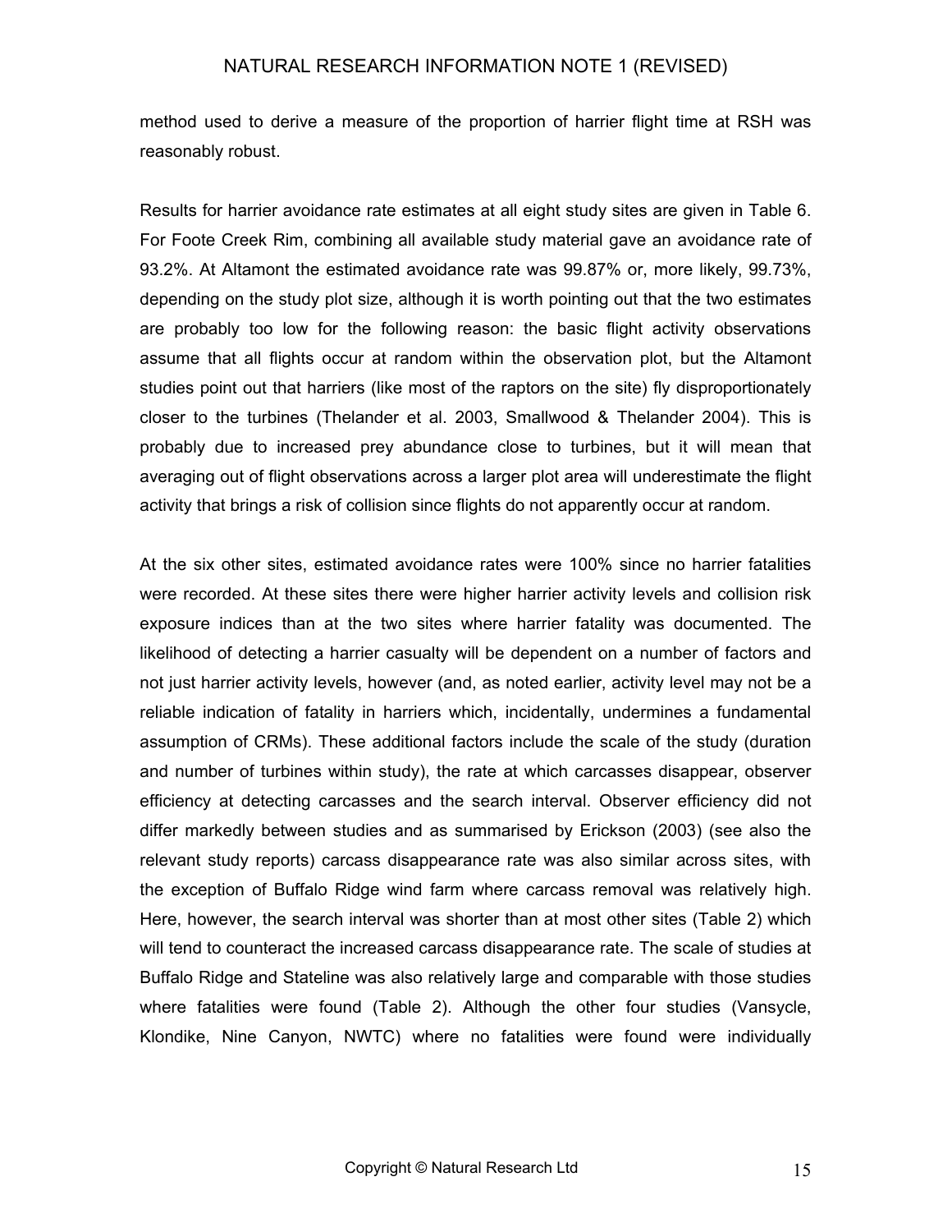method used to derive a measure of the proportion of harrier flight time at RSH was reasonably robust.

Results for harrier avoidance rate estimates at all eight study sites are given in Table 6. For Foote Creek Rim, combining all available study material gave an avoidance rate of 93.2%. At Altamont the estimated avoidance rate was 99.87% or, more likely, 99.73%, depending on the study plot size, although it is worth pointing out that the two estimates are probably too low for the following reason: the basic flight activity observations assume that all flights occur at random within the observation plot, but the Altamont studies point out that harriers (like most of the raptors on the site) fly disproportionately closer to the turbines (Thelander et al. 2003, Smallwood & Thelander 2004). This is probably due to increased prey abundance close to turbines, but it will mean that averaging out of flight observations across a larger plot area will underestimate the flight activity that brings a risk of collision since flights do not apparently occur at random.

At the six other sites, estimated avoidance rates were 100% since no harrier fatalities were recorded. At these sites there were higher harrier activity levels and collision risk exposure indices than at the two sites where harrier fatality was documented. The likelihood of detecting a harrier casualty will be dependent on a number of factors and not just harrier activity levels, however (and, as noted earlier, activity level may not be a reliable indication of fatality in harriers which, incidentally, undermines a fundamental assumption of CRMs). These additional factors include the scale of the study (duration and number of turbines within study), the rate at which carcasses disappear, observer efficiency at detecting carcasses and the search interval. Observer efficiency did not differ markedly between studies and as summarised by Erickson (2003) (see also the relevant study reports) carcass disappearance rate was also similar across sites, with the exception of Buffalo Ridge wind farm where carcass removal was relatively high. Here, however, the search interval was shorter than at most other sites (Table 2) which will tend to counteract the increased carcass disappearance rate. The scale of studies at Buffalo Ridge and Stateline was also relatively large and comparable with those studies where fatalities were found (Table 2). Although the other four studies (Vansycle, Klondike, Nine Canyon, NWTC) where no fatalities were found were individually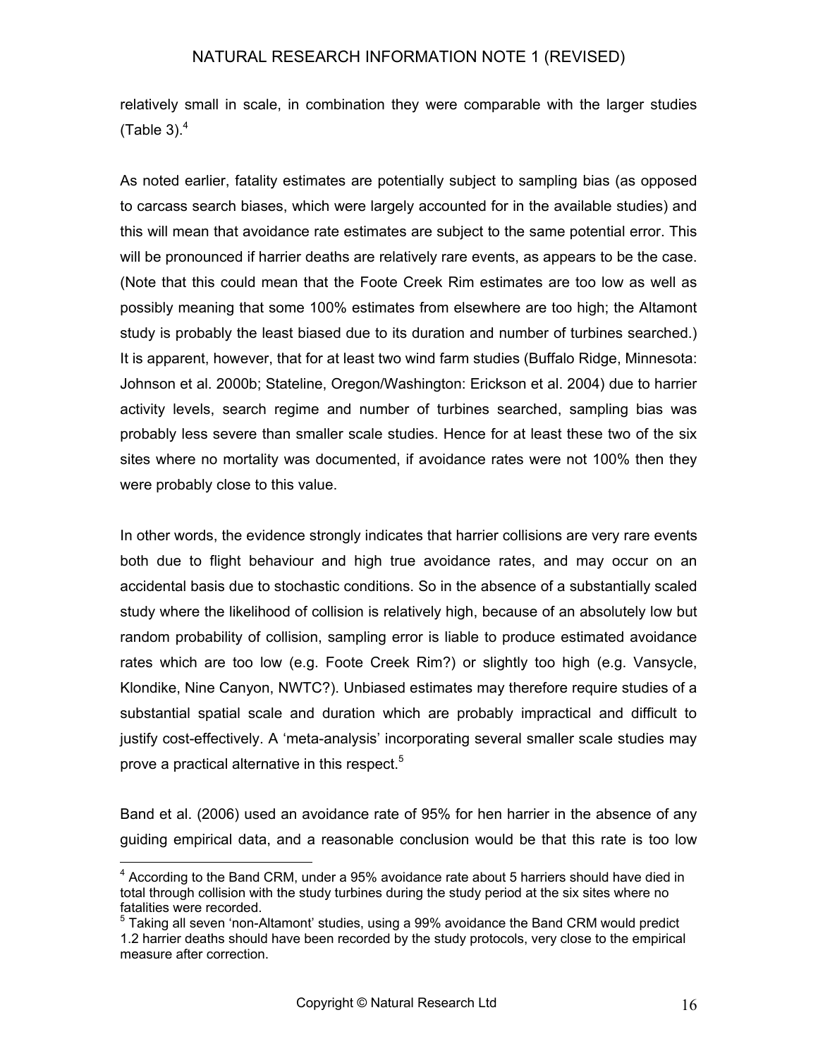relatively small in scale, in combination they were comparable with the larger studies (Table 3).[4]

As noted earlier, fatality estimates are potentially subject to sampling bias (as opposed to carcass search biases, which were largely accounted for in the available studies) and this will mean that avoidance rate estimates are subject to the same potential error. This will be pronounced if harrier deaths are relatively rare events, as appears to be the case. (Note that this could mean that the Foote Creek Rim estimates are too low as well as possibly meaning that some 100% estimates from elsewhere are too high; the Altamont study is probably the least biased due to its duration and number of turbines searched.) It is apparent, however, that for at least two wind farm studies (Buffalo Ridge, Minnesota: Johnson et al. 2000b; Stateline, Oregon/Washington: Erickson et al. 2004) due to harrier activity levels, search regime and number of turbines searched, sampling bias was probably less severe than smaller scale studies. Hence for at least these two of the six sites where no mortality was documented, if avoidance rates were not 100% then they were probably close to this value.

In other words, the evidence strongly indicates that harrier collisions are very rare events both due to flight behaviour and high true avoidance rates, and may occur on an accidental basis due to stochastic conditions. So in the absence of a substantially scaled study where the likelihood of collision is relatively high, because of an absolutely low but random probability of collision, sampling error is liable to produce estimated avoidance rates which are too low (e.g. Foote Creek Rim?) or slightly too high (e.g. Vansycle, Klondike, Nine Canyon, NWTC?). Unbiased estimates may therefore require studies of a substantial spatial scale and duration which are probably impractical and difficult to justify cost-effectively. A 'meta-analysis' incorporating several smaller scale studies may prove a practical alternative in this respect.[5]

Band et al. (2006) used an avoidance rate of 95% for hen harrier in the absence of any guiding empirical data, and a reasonable conclusion would be that this rate is too low

---

[4] According to the Band CRM, under a 95% avoidance rate about 5 harriers should have died in total through collision with the study turbines during the study period at the six sites where no fatalities were recorded.

[5] Taking all seven 'non-Altamont' studies, using a 99% avoidance the Band CRM would predict 1.2 harrier deaths should have been recorded by the study protocols, very close to the empirical measure after correction.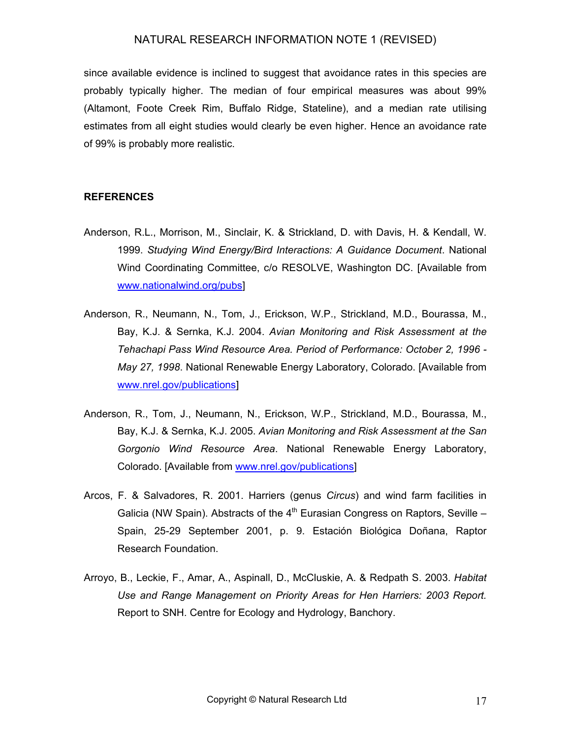since available evidence is inclined to suggest that avoidance rates in this species are probably typically higher. The median of four empirical measures was about 99% (Altamont, Foote Creek Rim, Buffalo Ridge, Stateline), and a median rate utilising estimates from all eight studies would clearly be even higher. Hence an avoidance rate of 99% is probably more realistic.

## REFERENCES

Anderson, R.L., Morrison, M., Sinclair, K. & Strickland, D. with Davis, H. & Kendall, W. 1999. *Studying Wind Energy/Bird Interactions: A Guidance Document*. National Wind Coordinating Committee, c/o RESOLVE, Washington DC. [Available from www.nationalwind.org/pubs]

Anderson, R., Neumann, N., Tom, J., Erickson, W.P., Strickland, M.D., Bourassa, M., Bay, K.J. & Sernka, K.J. 2004. *Avian Monitoring and Risk Assessment at the Tehachapi Pass Wind Resource Area. Period of Performance: October 2, 1996 - May 27, 1998*. National Renewable Energy Laboratory, Colorado. [Available from www.nrel.gov/publications]

Anderson, R., Tom, J., Neumann, N., Erickson, W.P., Strickland, M.D., Bourassa, M., Bay, K.J. & Sernka, K.J. 2005. *Avian Monitoring and Risk Assessment at the San Gorgonio Wind Resource Area*. National Renewable Energy Laboratory, Colorado. [Available from www.nrel.gov/publications]

Arcos, F. & Salvadores, R. 2001. Harriers (genus *Circus*) and wind farm facilities in Galicia (NW Spain). Abstracts of the 4th Eurasian Congress on Raptors, Seville – Spain, 25-29 September 2001, p. 9. Estación Biológica Doñana, Raptor Research Foundation.

Arroyo, B., Leckie, F., Amar, A., Aspinall, D., McCluskie, A. & Redpath S. 2003. *Habitat Use and Range Management on Priority Areas for Hen Harriers: 2003 Report.* Report to SNH. Centre for Ecology and Hydrology, Banchory.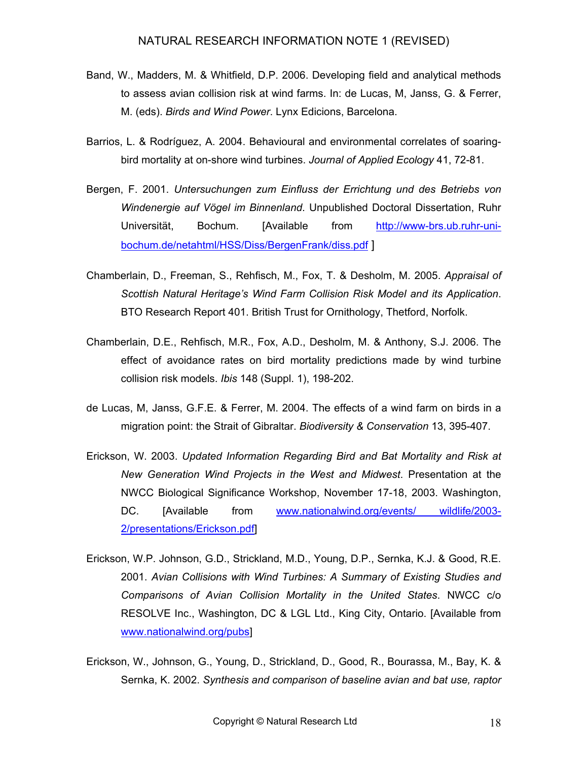Band, W., Madders, M. & Whitfield, D.P. 2006. Developing field and analytical methods to assess avian collision risk at wind farms. In: de Lucas, M, Janss, G. & Ferrer, M. (eds). *Birds and Wind Power*. Lynx Edicions, Barcelona.

Barrios, L. & Rodríguez, A. 2004. Behavioural and environmental correlates of soaring-bird mortality at on-shore wind turbines. *Journal of Applied Ecology* 41, 72-81.

Bergen, F. 2001. *Untersuchungen zum Einfluss der Errichtung und des Betriebs von Windenergie auf Vögel im Binnenland*. Unpublished Doctoral Dissertation, Ruhr Universität, Bochum. [Available from http://www-brs.ub.ruhr-uni-bochum.de/netahtml/HSS/Diss/BergenFrank/diss.pdf ]

Chamberlain, D., Freeman, S., Rehfisch, M., Fox, T. & Desholm, M. 2005. *Appraisal of Scottish Natural Heritage's Wind Farm Collision Risk Model and its Application*. BTO Research Report 401. British Trust for Ornithology, Thetford, Norfolk.

Chamberlain, D.E., Rehfisch, M.R., Fox, A.D., Desholm, M. & Anthony, S.J. 2006. The effect of avoidance rates on bird mortality predictions made by wind turbine collision risk models. *Ibis* 148 (Suppl. 1), 198-202.

de Lucas, M, Janss, G.F.E. & Ferrer, M. 2004. The effects of a wind farm on birds in a migration point: the Strait of Gibraltar. *Biodiversity & Conservation* 13, 395-407.

Erickson, W. 2003. *Updated Information Regarding Bird and Bat Mortality and Risk at New Generation Wind Projects in the West and Midwest*. Presentation at the NWCC Biological Significance Workshop, November 17-18, 2003. Washington, DC. [Available from www.nationalwind.org/events/ wildlife/2003-2/presentations/Erickson.pdf]

Erickson, W.P. Johnson, G.D., Strickland, M.D., Young, D.P., Sernka, K.J. & Good, R.E. 2001. *Avian Collisions with Wind Turbines: A Summary of Existing Studies and Comparisons of Avian Collision Mortality in the United States*. NWCC c/o RESOLVE Inc., Washington, DC & LGL Ltd., King City, Ontario. [Available from www.nationalwind.org/pubs]

Erickson, W., Johnson, G., Young, D., Strickland, D., Good, R., Bourassa, M., Bay, K. & Sernka, K. 2002. *Synthesis and comparison of baseline avian and bat use, raptor*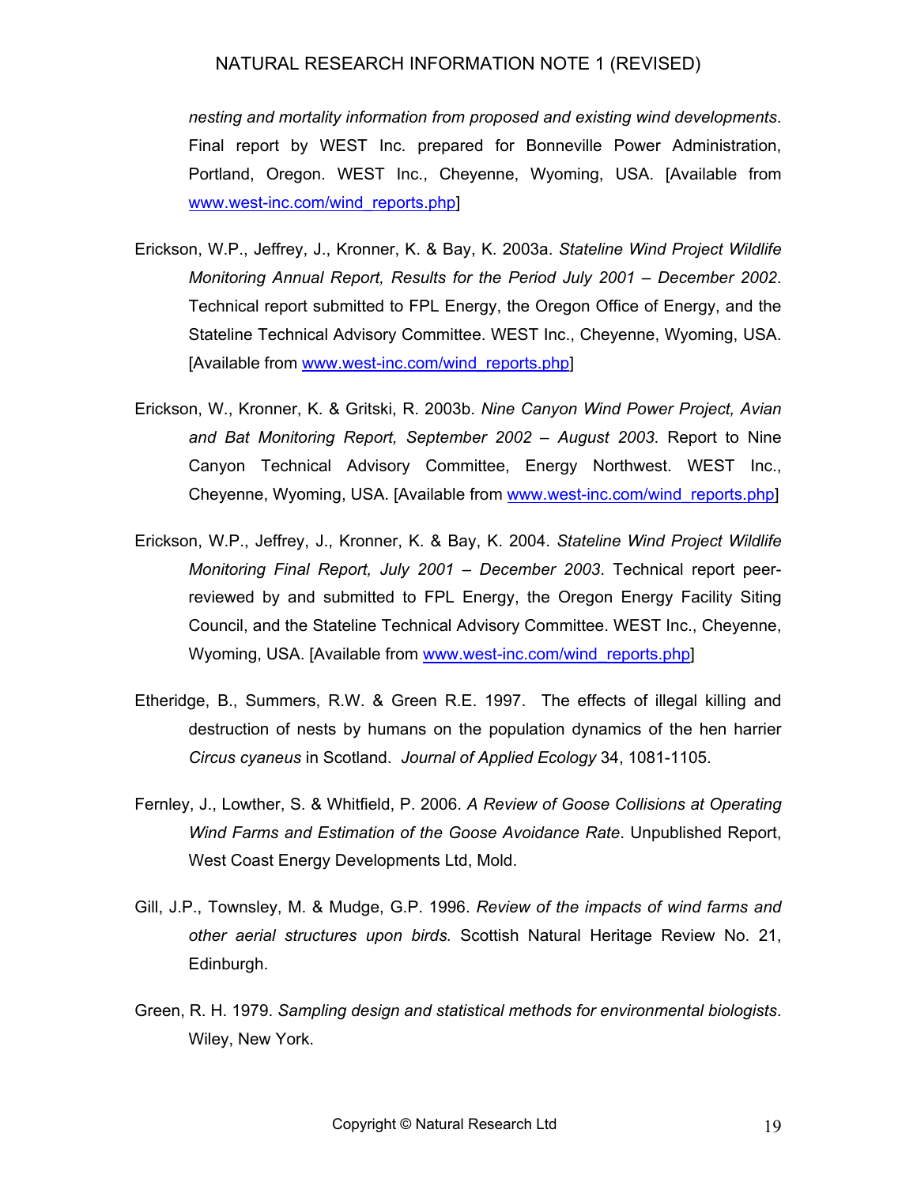*nesting and mortality information from proposed and existing wind developments*. Final report by WEST Inc. prepared for Bonneville Power Administration, Portland, Oregon. WEST Inc., Cheyenne, Wyoming, USA. [Available from www.west-inc.com/wind_reports.php]

Erickson, W.P., Jeffrey, J., Kronner, K. & Bay, K. 2003a. *Stateline Wind Project Wildlife Monitoring Annual Report, Results for the Period July 2001 – December 2002*. Technical report submitted to FPL Energy, the Oregon Office of Energy, and the Stateline Technical Advisory Committee. WEST Inc., Cheyenne, Wyoming, USA. [Available from www.west-inc.com/wind_reports.php]

Erickson, W., Kronner, K. & Gritski, R. 2003b. *Nine Canyon Wind Power Project, Avian and Bat Monitoring Report, September 2002 – August 2003*. Report to Nine Canyon Technical Advisory Committee, Energy Northwest. WEST Inc., Cheyenne, Wyoming, USA. [Available from www.west-inc.com/wind_reports.php]

Erickson, W.P., Jeffrey, J., Kronner, K. & Bay, K. 2004. *Stateline Wind Project Wildlife Monitoring Final Report, July 2001 – December 2003*. Technical report peer-reviewed by and submitted to FPL Energy, the Oregon Energy Facility Siting Council, and the Stateline Technical Advisory Committee. WEST Inc., Cheyenne, Wyoming, USA. [Available from www.west-inc.com/wind_reports.php]

Etheridge, B., Summers, R.W. & Green R.E. 1997. The effects of illegal killing and destruction of nests by humans on the population dynamics of the hen harrier *Circus cyaneus* in Scotland. *Journal of Applied Ecology* 34, 1081-1105.

Fernley, J., Lowther, S. & Whitfield, P. 2006. *A Review of Goose Collisions at Operating Wind Farms and Estimation of the Goose Avoidance Rate*. Unpublished Report, West Coast Energy Developments Ltd, Mold.

Gill, J.P., Townsley, M. & Mudge, G.P. 1996. *Review of the impacts of wind farms and other aerial structures upon birds.* Scottish Natural Heritage Review No. 21, Edinburgh.

Green, R. H. 1979. *Sampling design and statistical methods for environmental biologists*. Wiley, New York.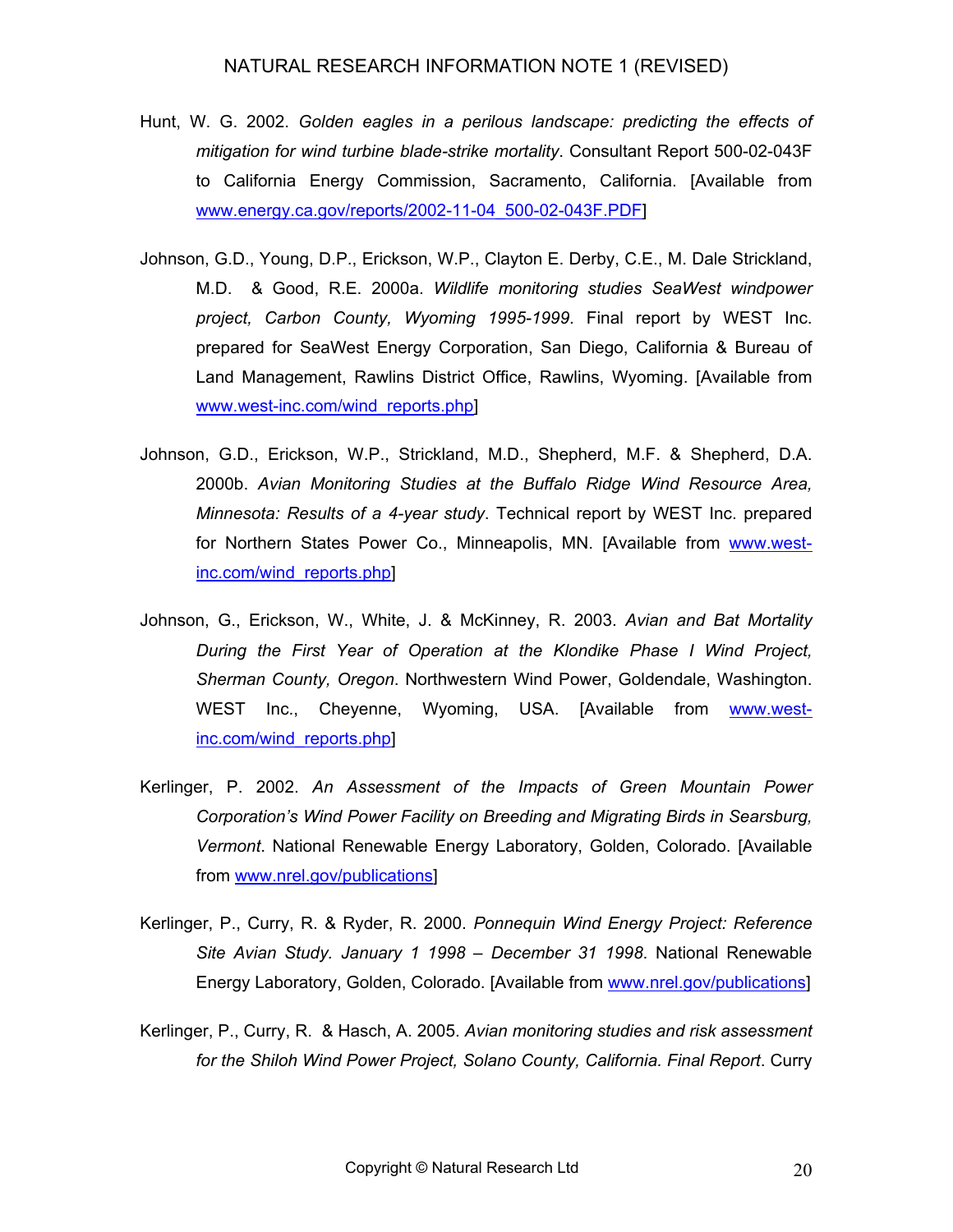Hunt, W. G. 2002. *Golden eagles in a perilous landscape: predicting the effects of mitigation for wind turbine blade-strike mortality*. Consultant Report 500-02-043F to California Energy Commission, Sacramento, California. [Available from www.energy.ca.gov/reports/2002-11-04_500-02-043F.PDF]

Johnson, G.D., Young, D.P., Erickson, W.P., Clayton E. Derby, C.E., M. Dale Strickland, M.D. & Good, R.E. 2000a. *Wildlife monitoring studies SeaWest windpower project, Carbon County, Wyoming 1995-1999*. Final report by WEST Inc. prepared for SeaWest Energy Corporation, San Diego, California & Bureau of Land Management, Rawlins District Office, Rawlins, Wyoming. [Available from www.west-inc.com/wind_reports.php]

Johnson, G.D., Erickson, W.P., Strickland, M.D., Shepherd, M.F. & Shepherd, D.A. 2000b. *Avian Monitoring Studies at the Buffalo Ridge Wind Resource Area, Minnesota: Results of a 4-year study*. Technical report by WEST Inc. prepared for Northern States Power Co., Minneapolis, MN. [Available from www.west-inc.com/wind_reports.php]

Johnson, G., Erickson, W., White, J. & McKinney, R. 2003. *Avian and Bat Mortality During the First Year of Operation at the Klondike Phase I Wind Project, Sherman County, Oregon*. Northwestern Wind Power, Goldendale, Washington. WEST Inc., Cheyenne, Wyoming, USA. [Available from www.west-inc.com/wind_reports.php]

Kerlinger, P. 2002. *An Assessment of the Impacts of Green Mountain Power Corporation's Wind Power Facility on Breeding and Migrating Birds in Searsburg, Vermont*. National Renewable Energy Laboratory, Golden, Colorado. [Available from www.nrel.gov/publications]

Kerlinger, P., Curry, R. & Ryder, R. 2000. *Ponnequin Wind Energy Project: Reference Site Avian Study. January 1 1998 – December 31 1998*. National Renewable Energy Laboratory, Golden, Colorado. [Available from www.nrel.gov/publications]

Kerlinger, P., Curry, R. & Hasch, A. 2005. *Avian monitoring studies and risk assessment for the Shiloh Wind Power Project, Solano County, California. Final Report*. Curry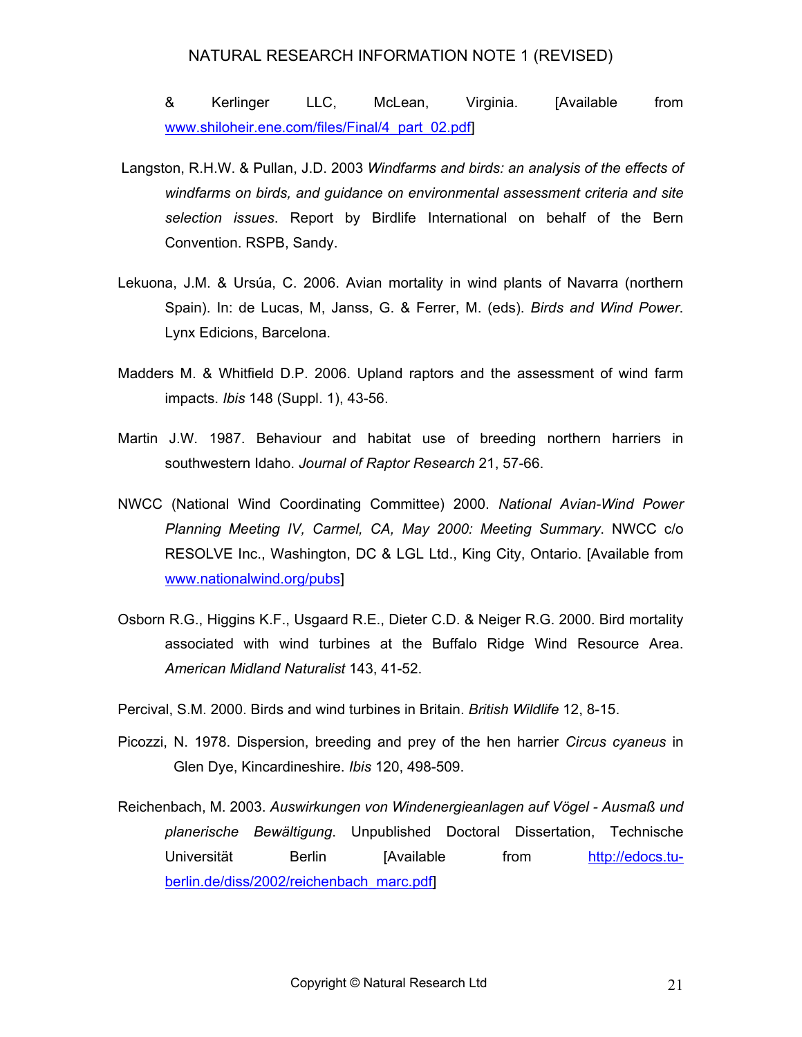& Kerlinger LLC, McLean, Virginia. [Available from www.shiloheir.ene.com/files/Final/4_part_02.pdf]

Langston, R.H.W. & Pullan, J.D. 2003 *Windfarms and birds: an analysis of the effects of windfarms on birds, and guidance on environmental assessment criteria and site selection issues*. Report by Birdlife International on behalf of the Bern Convention. RSPB, Sandy.

Lekuona, J.M. & Ursúa, C. 2006. Avian mortality in wind plants of Navarra (northern Spain). In: de Lucas, M, Janss, G. & Ferrer, M. (eds). *Birds and Wind Power*. Lynx Edicions, Barcelona.

Madders M. & Whitfield D.P. 2006. Upland raptors and the assessment of wind farm impacts. *Ibis* 148 (Suppl. 1), 43-56.

Martin J.W. 1987. Behaviour and habitat use of breeding northern harriers in southwestern Idaho. *Journal of Raptor Research* 21, 57-66.

NWCC (National Wind Coordinating Committee) 2000. *National Avian-Wind Power Planning Meeting IV, Carmel, CA, May 2000: Meeting Summary*. NWCC c/o RESOLVE Inc., Washington, DC & LGL Ltd., King City, Ontario. [Available from www.nationalwind.org/pubs]

Osborn R.G., Higgins K.F., Usgaard R.E., Dieter C.D. & Neiger R.G. 2000. Bird mortality associated with wind turbines at the Buffalo Ridge Wind Resource Area. *American Midland Naturalist* 143, 41-52.

Percival, S.M. 2000. Birds and wind turbines in Britain. *British Wildlife* 12, 8-15.

Picozzi, N. 1978. Dispersion, breeding and prey of the hen harrier *Circus cyaneus* in Glen Dye, Kincardineshire. *Ibis* 120, 498-509.

Reichenbach, M. 2003. *Auswirkungen von Windenergieanlagen auf Vögel - Ausmaß und planerische Bewältigung*. Unpublished Doctoral Dissertation, Technische Universität Berlin [Available from http://edocs.tu-berlin.de/diss/2002/reichenbach_marc.pdf]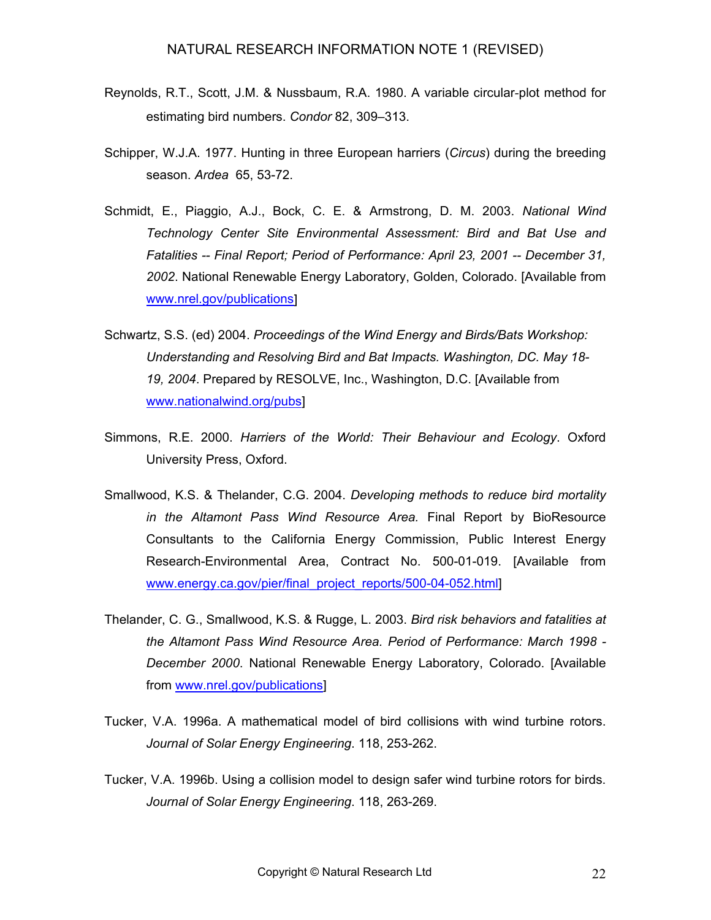Reynolds, R.T., Scott, J.M. & Nussbaum, R.A. 1980. A variable circular-plot method for estimating bird numbers. *Condor* 82, 309–313.

Schipper, W.J.A. 1977. Hunting in three European harriers (*Circus*) during the breeding season. *Ardea* 65, 53-72.

Schmidt, E., Piaggio, A.J., Bock, C. E. & Armstrong, D. M. 2003. *National Wind Technology Center Site Environmental Assessment: Bird and Bat Use and Fatalities -- Final Report; Period of Performance: April 23, 2001 -- December 31, 2002*. National Renewable Energy Laboratory, Golden, Colorado. [Available from www.nrel.gov/publications]

Schwartz, S.S. (ed) 2004. *Proceedings of the Wind Energy and Birds/Bats Workshop: Understanding and Resolving Bird and Bat Impacts. Washington, DC. May 18-19, 2004*. Prepared by RESOLVE, Inc., Washington, D.C. [Available from www.nationalwind.org/pubs]

Simmons, R.E. 2000. *Harriers of the World: Their Behaviour and Ecology*. Oxford University Press, Oxford.

Smallwood, K.S. & Thelander, C.G. 2004. *Developing methods to reduce bird mortality in the Altamont Pass Wind Resource Area.* Final Report by BioResource Consultants to the California Energy Commission, Public Interest Energy Research-Environmental Area, Contract No. 500-01-019. [Available from www.energy.ca.gov/pier/final_project_reports/500-04-052.html]

Thelander, C. G., Smallwood, K.S. & Rugge, L. 2003. *Bird risk behaviors and fatalities at the Altamont Pass Wind Resource Area. Period of Performance: March 1998 - December 2000*. National Renewable Energy Laboratory, Colorado. [Available from www.nrel.gov/publications]

Tucker, V.A. 1996a. A mathematical model of bird collisions with wind turbine rotors. *Journal of Solar Energy Engineering*. 118, 253-262.

Tucker, V.A. 1996b. Using a collision model to design safer wind turbine rotors for birds. *Journal of Solar Energy Engineering*. 118, 263-269.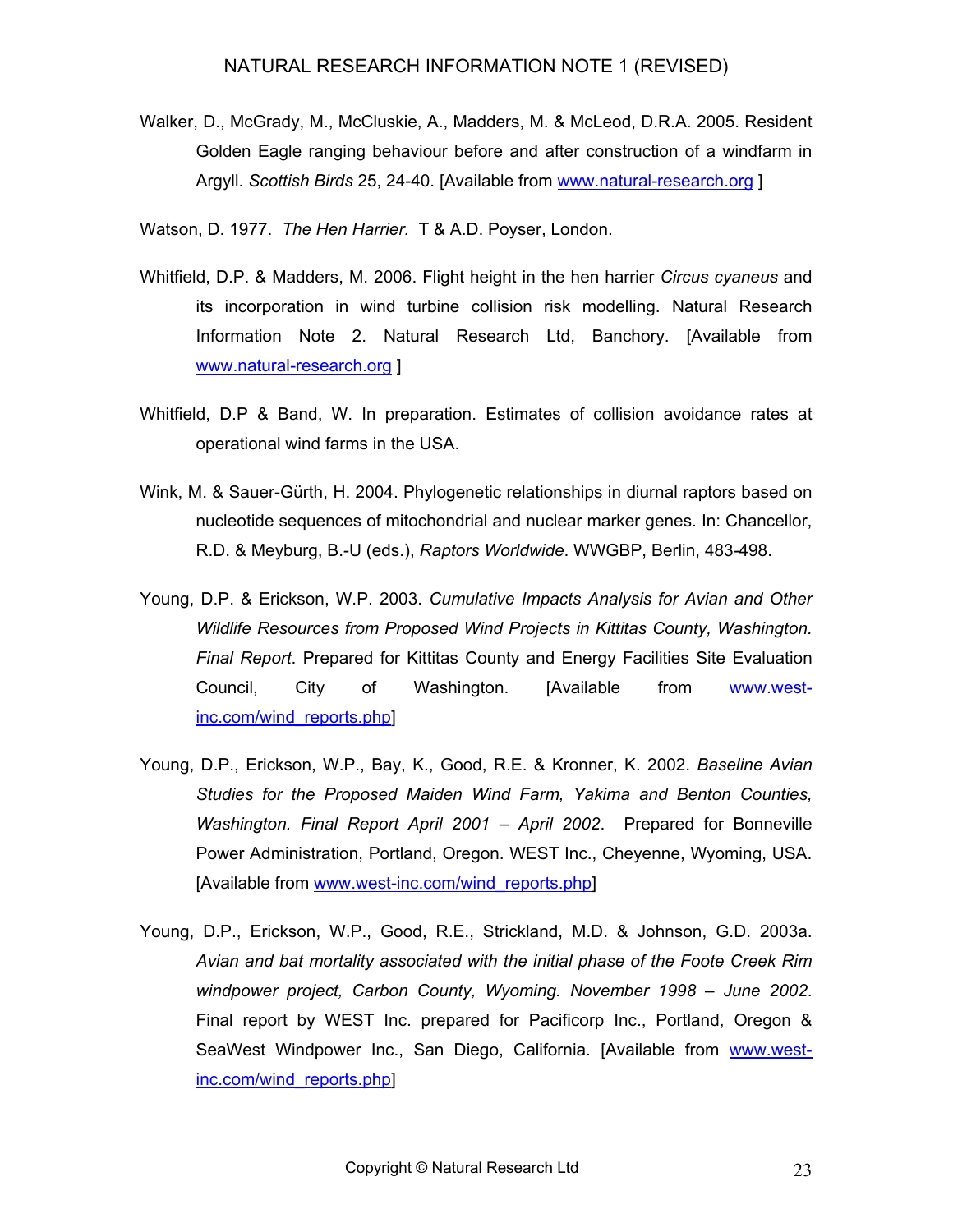Walker, D., McGrady, M., McCluskie, A., Madders, M. & McLeod, D.R.A. 2005. Resident Golden Eagle ranging behaviour before and after construction of a windfarm in Argyll. *Scottish Birds* 25, 24-40. [Available from www.natural-research.org ]

Watson, D. 1977. *The Hen Harrier*. T & A.D. Poyser, London.

Whitfield, D.P. & Madders, M. 2006. Flight height in the hen harrier *Circus cyaneus* and its incorporation in wind turbine collision risk modelling. Natural Research Information Note 2. Natural Research Ltd, Banchory. [Available from www.natural-research.org ]

Whitfield, D.P & Band, W. In preparation. Estimates of collision avoidance rates at operational wind farms in the USA.

Wink, M. & Sauer-Gürth, H. 2004. Phylogenetic relationships in diurnal raptors based on nucleotide sequences of mitochondrial and nuclear marker genes. In: Chancellor, R.D. & Meyburg, B.-U (eds.), *Raptors Worldwide*. WWGBP, Berlin, 483-498.

Young, D.P. & Erickson, W.P. 2003. *Cumulative Impacts Analysis for Avian and Other Wildlife Resources from Proposed Wind Projects in Kittitas County, Washington. Final Report*. Prepared for Kittitas County and Energy Facilities Site Evaluation Council, City of Washington. [Available from www.west-inc.com/wind_reports.php]

Young, D.P., Erickson, W.P., Bay, K., Good, R.E. & Kronner, K. 2002. *Baseline Avian Studies for the Proposed Maiden Wind Farm, Yakima and Benton Counties, Washington. Final Report April 2001 – April 2002*. Prepared for Bonneville Power Administration, Portland, Oregon. WEST Inc., Cheyenne, Wyoming, USA. [Available from www.west-inc.com/wind_reports.php]

Young, D.P., Erickson, W.P., Good, R.E., Strickland, M.D. & Johnson, G.D. 2003a. *Avian and bat mortality associated with the initial phase of the Foote Creek Rim windpower project, Carbon County, Wyoming. November 1998 – June 2002*. Final report by WEST Inc. prepared for Pacificorp Inc., Portland, Oregon & SeaWest Windpower Inc., San Diego, California. [Available from www.west-inc.com/wind_reports.php]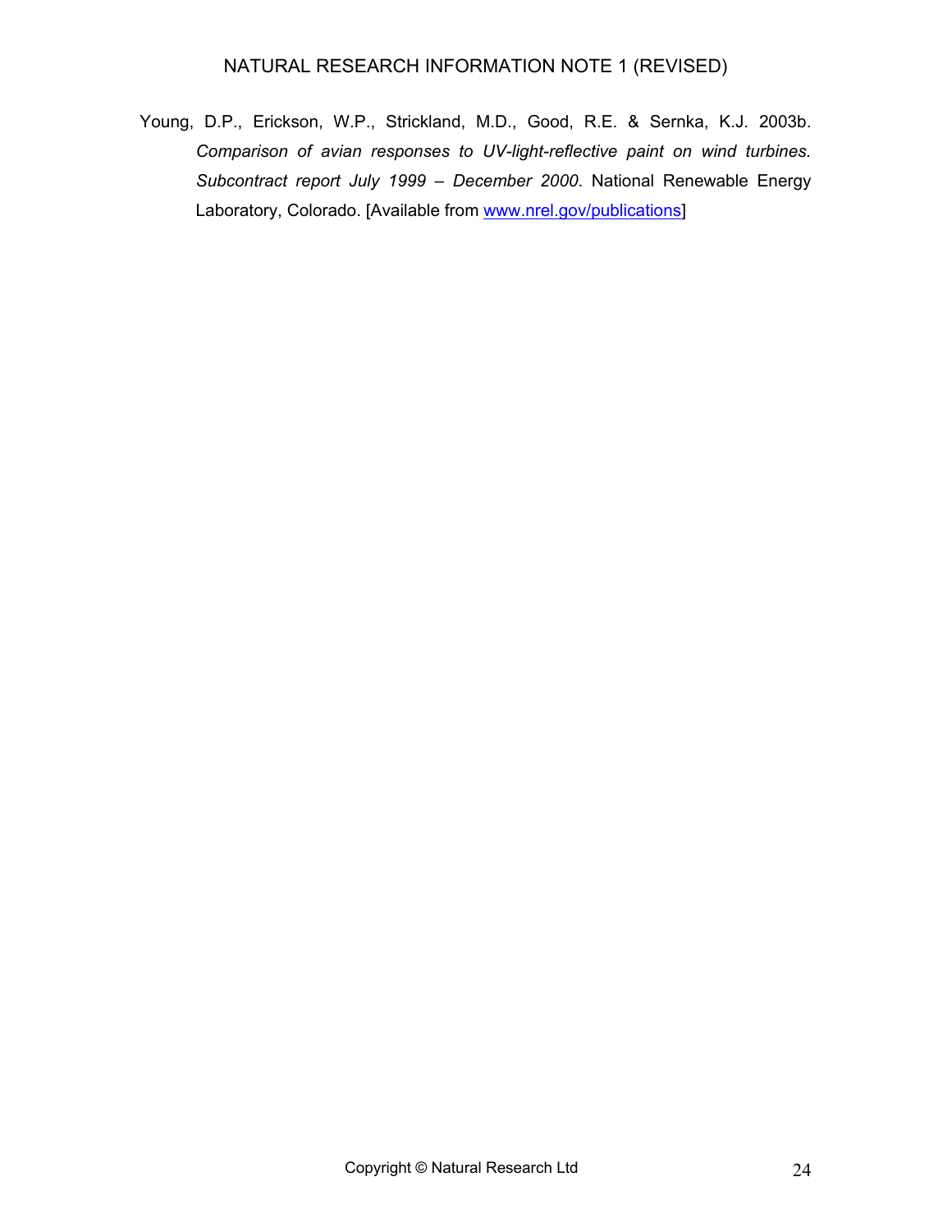Young, D.P., Erickson, W.P., Strickland, M.D., Good, R.E. & Sernka, K.J. 2003b. *Comparison of avian responses to UV-light-reflective paint on wind turbines. Subcontract report July 1999 – December 2000*. National Renewable Energy Laboratory, Colorado. [Available from www.nrel.gov/publications]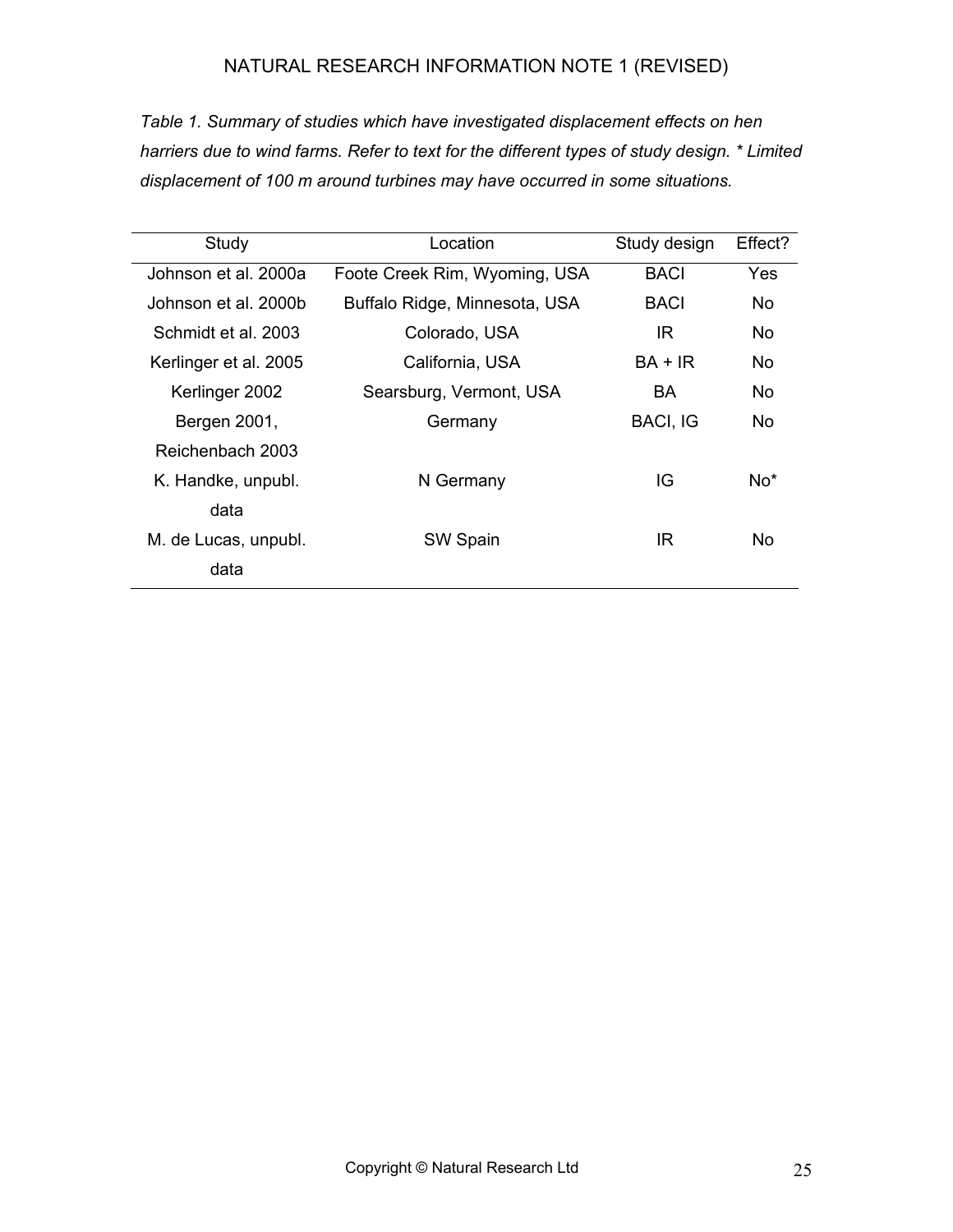*Table 1. Summary of studies which have investigated displacement effects on hen harriers due to wind farms. Refer to text for the different types of study design. * Limited displacement of 100 m around turbines may have occurred in some situations.*

| Study | Location | Study design | Effect? |
|---|---|---|---|
| Johnson et al. 2000a | Foote Creek Rim, Wyoming, USA | BACI | Yes |
| Johnson et al. 2000b | Buffalo Ridge, Minnesota, USA | BACI | No |
| Schmidt et al. 2003 | Colorado, USA | IR | No |
| Kerlinger et al. 2005 | California, USA | BA + IR | No |
| Kerlinger 2002 | Searsburg, Vermont, USA | BA | No |
| Bergen 2001, Reichenbach 2003 | Germany | BACI, IG | No |
| K. Handke, unpubl. data | N Germany | IG | No* |
| M. de Lucas, unpubl. data | SW Spain | IR | No |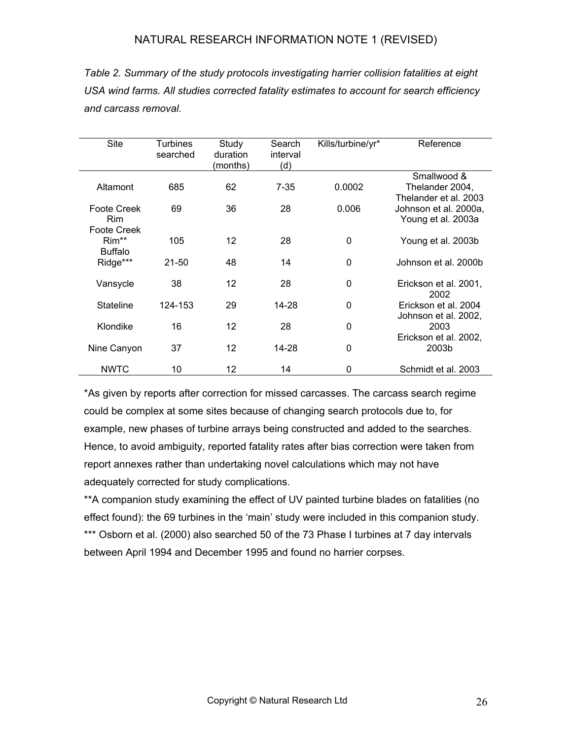*Table 2. Summary of the study protocols investigating harrier collision fatalities at eight USA wind farms. All studies corrected fatality estimates to account for search efficiency and carcass removal.*

| Site | Turbines searched | Study duration (months) | Search interval (d) | Kills/turbine/yr* | Reference |
|---|---|---|---|---|---|
| Altamont | 685 | 62 | 7-35 | 0.0002 | Smallwood & Thelander 2004, Thelander et al. 2003 |
| Foote Creek Rim | 69 | 36 | 28 | 0.006 | Johnson et al. 2000a, Young et al. 2003a |
| Foote Creek Rim** | 105 | 12 | 28 | 0 | Young et al. 2003b |
| Buffalo Ridge*** | 21-50 | 48 | 14 | 0 | Johnson et al. 2000b |
| Vansycle | 38 | 12 | 28 | 0 | Erickson et al. 2001, 2002 |
| Stateline | 124-153 | 29 | 14-28 | 0 | Erickson et al. 2004 |
| Klondike | 16 | 12 | 28 | 0 | Johnson et al. 2002, 2003 |
| Nine Canyon | 37 | 12 | 14-28 | 0 | Erickson et al. 2002, 2003b |
| NWTC | 10 | 12 | 14 | 0 | Schmidt et al. 2003 |

*As given by reports after correction for missed carcasses. The carcass search regime could be complex at some sites because of changing search protocols due to, for example, new phases of turbine arrays being constructed and added to the searches. Hence, to avoid ambiguity, reported fatality rates after bias correction were taken from report annexes rather than undertaking novel calculations which may not have adequately corrected for study complications.

**A companion study examining the effect of UV painted turbine blades on fatalities (no effect found): the 69 turbines in the 'main' study were included in this companion study.

*** Osborn et al. (2000) also searched 50 of the 73 Phase I turbines at 7 day intervals between April 1994 and December 1995 and found no harrier corpses.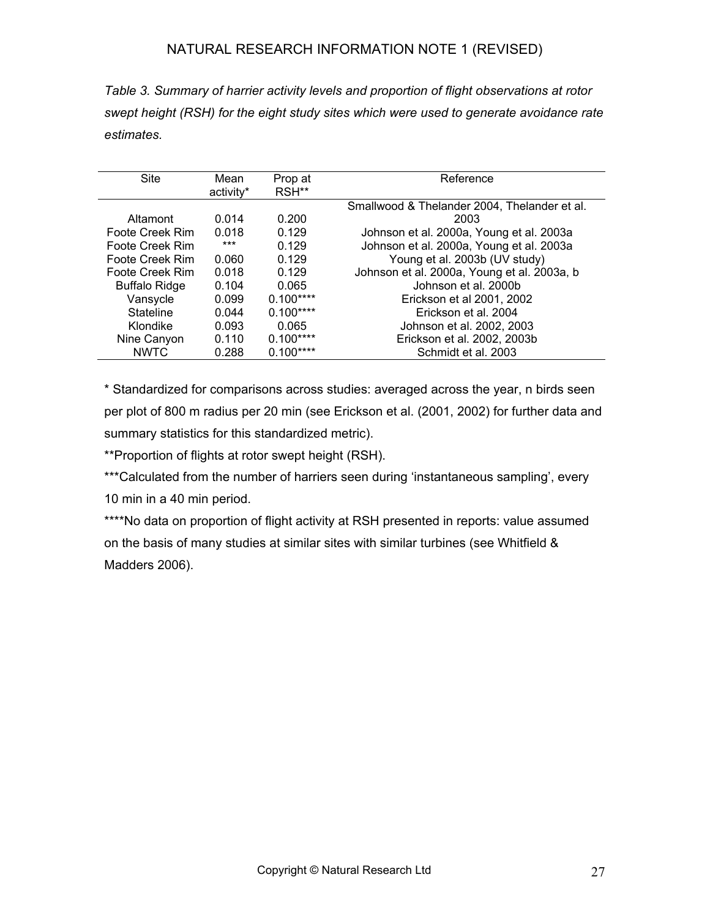*Table 3. Summary of harrier activity levels and proportion of flight observations at rotor swept height (RSH) for the eight study sites which were used to generate avoidance rate estimates.*

| Site | Mean activity* | Prop at RSH** | Reference |
|---|---|---|---|
| Altamont | 0.014 | 0.200 | Smallwood & Thelander 2004, Thelander et al. 2003 |
| Foote Creek Rim | 0.018 | 0.129 | Johnson et al. 2000a, Young et al. 2003a |
| Foote Creek Rim | *** | 0.129 | Johnson et al. 2000a, Young et al. 2003a |
| Foote Creek Rim | 0.060 | 0.129 | Young et al. 2003b (UV study) |
| Foote Creek Rim | 0.018 | 0.129 | Johnson et al. 2000a, Young et al. 2003a, b |
| Buffalo Ridge | 0.104 | 0.065 | Johnson et al. 2000b |
| Vansycle | 0.099 | 0.100**** | Erickson et al 2001, 2002 |
| Stateline | 0.044 | 0.100**** | Erickson et al. 2004 |
| Klondike | 0.093 | 0.065 | Johnson et al. 2002, 2003 |
| Nine Canyon | 0.110 | 0.100**** | Erickson et al. 2002, 2003b |
| NWTC | 0.288 | 0.100**** | Schmidt et al. 2003 |

* Standardized for comparisons across studies: averaged across the year, n birds seen per plot of 800 m radius per 20 min (see Erickson et al. (2001, 2002) for further data and summary statistics for this standardized metric).

**Proportion of flights at rotor swept height (RSH).

***Calculated from the number of harriers seen during 'instantaneous sampling', every 10 min in a 40 min period.

****No data on proportion of flight activity at RSH presented in reports: value assumed on the basis of many studies at similar sites with similar turbines (see Whitfield & Madders 2006).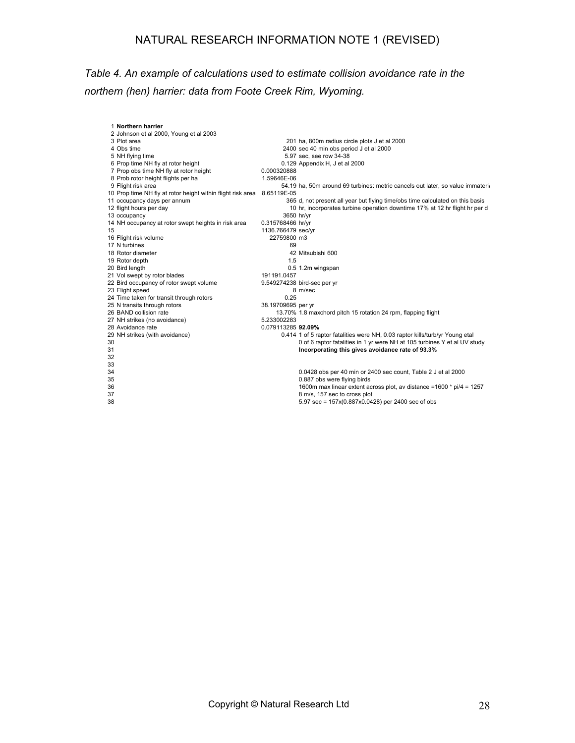*Table 4. An example of calculations used to estimate collision avoidance rate in the northern (hen) harrier: data from Foote Creek Rim, Wyoming.*

| Row | Item | Value | Notes |
|---|---|---|---|
| 1 | **Northern harrier** | | |
| 2 | Johnson et al 2000, Young et al 2003 | | |
| 3 | Plot area | 201 | ha, 800m radius circle plots J et al 2000 |
| 4 | Obs time | 2400 | sec 40 min obs period J et al 2000 |
| 5 | NH flying time | 5.97 | sec, see row 34-38 |
| 6 | Prop time NH fly at rotor height | 0.129 | Appendix H, J et al 2000 |
| 7 | Prop obs time NH fly at rotor height | 0.000320888 | |
| 8 | Prob rotor height flights per ha | 1.59646E-06 | |
| 9 | Flight risk area | 54.19 | ha, 50m around 69 turbines: metric cancels out later, so value immateri |
| 10 | Prop time NH fly at rotor height within flight risk area | 8.65119E-05 | |
| 11 | occupancy days per annum | 365 | d, not present all year but flying time/obs time calculated on this basis |
| 12 | flight hours per day | 10 | hr, incorporates turbine operation downtime 17% at 12 hr flight hr per d |
| 13 | occupancy | 3650 | hr/yr |
| 14 | NH occupancy at rotor swept heights in risk area | 0.315768466 | hr/yr |
| 15 | | 1136.766479 | sec/yr |
| 16 | Flight risk volume | 22759800 | m3 |
| 17 | N turbines | 69 | |
| 18 | Rotor diameter | 42 | Mitsubishi 600 |
| 19 | Rotor depth | 1.5 | |
| 20 | Bird length | 0.5 | 1.2m wingspan |
| 21 | Vol swept by rotor blades | 191191.0457 | |
| 22 | Bird occupancy of rotor swept volume | 9.549274238 | bird-sec per yr |
| 23 | Flight speed | 8 | m/sec |
| 24 | Time taken for transit through rotors | 0.25 | |
| 25 | N transits through rotors | 38.19709695 | per yr |
| 26 | BAND collision rate | 13.70% | 1.8 maxchord pitch 15 rotation 24 rpm, flapping flight |
| 27 | NH strikes (no avoidance) | 5.233002283 | |
| 28 | Avoidance rate | 0.079113285 | **92.09%** |
| 29 | NH strikes (with avoidance) | 0.414 | 1 of 5 raptor fatalities were NH, 0.03 raptor kills/turb/yr Young etal |
| 30 | | | 0 of 6 raptor fatalities in 1 yr were NH at 105 turbines Y et al UV study |
| 31 | | | **Incorporating this gives avoidance rate of 93.3%** |
| 32 | | | |
| 33 | | | |
| 34 | | | 0.0428 obs per 40 min or 2400 sec count, Table 2 J et al 2000 |
| 35 | | | 0.887 obs were flying birds |
| 36 | | | 1600m max linear extent across plot, av distance =1600 * pi/4 = 1257 |
| 37 | | | 8 m/s, 157 sec to cross plot |
| 38 | | | 5.97 sec = 157x(0.887x0.0428) per 2400 sec of obs |

Copyright © Natural Research Ltd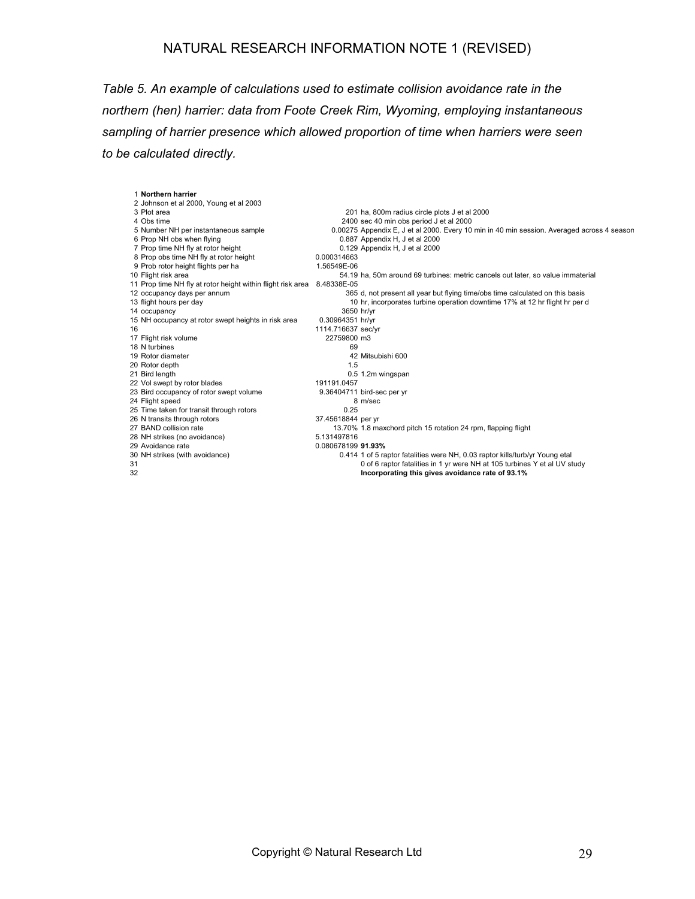*Table 5. An example of calculations used to estimate collision avoidance rate in the northern (hen) harrier: data from Foote Creek Rim, Wyoming, employing instantaneous sampling of harrier presence which allowed proportion of time when harriers were seen to be calculated directly.*

| | | | |
|---|---|---|---|
| 1 | **Northern harrier** | | |
| 2 | Johnson et al 2000, Young et al 2003 | | |
| 3 | Plot area | 201 | ha, 800m radius circle plots J et al 2000 |
| 4 | Obs time | 2400 | sec 40 min obs period J et al 2000 |
| 5 | Number NH per instantaneous sample | 0.00275 | Appendix E, J et al 2000. Every 10 min in 40 min session. Averaged across 4 season |
| 6 | Prop NH obs when flying | 0.887 | Appendix H, J et al 2000 |
| 7 | Prop time NH fly at rotor height | 0.129 | Appendix H, J et al 2000 |
| 8 | Prop obs time NH fly at rotor height | 0.000314663 | |
| 9 | Prob rotor height flights per ha | 1.56549E-06 | |
| 10 | Flight risk area | 54.19 | ha, 50m around 69 turbines: metric cancels out later, so value immaterial |
| 11 | Prop time NH fly at rotor height within flight risk area | 8.48338E-05 | |
| 12 | occupancy days per annum | 365 | d, not present all year but flying time/obs time calculated on this basis |
| 13 | flight hours per day | 10 | hr, incorporates turbine operation downtime 17% at 12 hr flight hr per d |
| 14 | occupancy | 3650 | hr/yr |
| 15 | NH occupancy at rotor swept heights in risk area | 0.30964351 | hr/yr |
| 16 | | 1114.716637 | sec/yr |
| 17 | Flight risk volume | 22759800 | m3 |
| 18 | N turbines | 69 | |
| 19 | Rotor diameter | 42 | Mitsubishi 600 |
| 20 | Rotor depth | 1.5 | |
| 21 | Bird length | 0.5 | 1.2m wingspan |
| 22 | Vol swept by rotor blades | 191191.0457 | |
| 23 | Bird occupancy of rotor swept volume | 9.36404711 | bird-sec per yr |
| 24 | Flight speed | 8 | m/sec |
| 25 | Time taken for transit through rotors | 0.25 | |
| 26 | N transits through rotors | 37.45618844 | per yr |
| 27 | BAND collision rate | 13.70% | 1.8 maxchord pitch 15 rotation 24 rpm, flapping flight |
| 28 | NH strikes (no avoidance) | 5.131497816 | |
| 29 | Avoidance rate | 0.080678199 | **91.93%** |
| 30 | NH strikes (with avoidance) | 0.414 | 1 of 5 raptor fatalities were NH, 0.03 raptor kills/turb/yr Young etal |
| 31 | | | 0 of 6 raptor fatalities in 1 yr were NH at 105 turbines Y et al UV study |
| 32 | | | **Incorporating this gives avoidance rate of 93.1%** |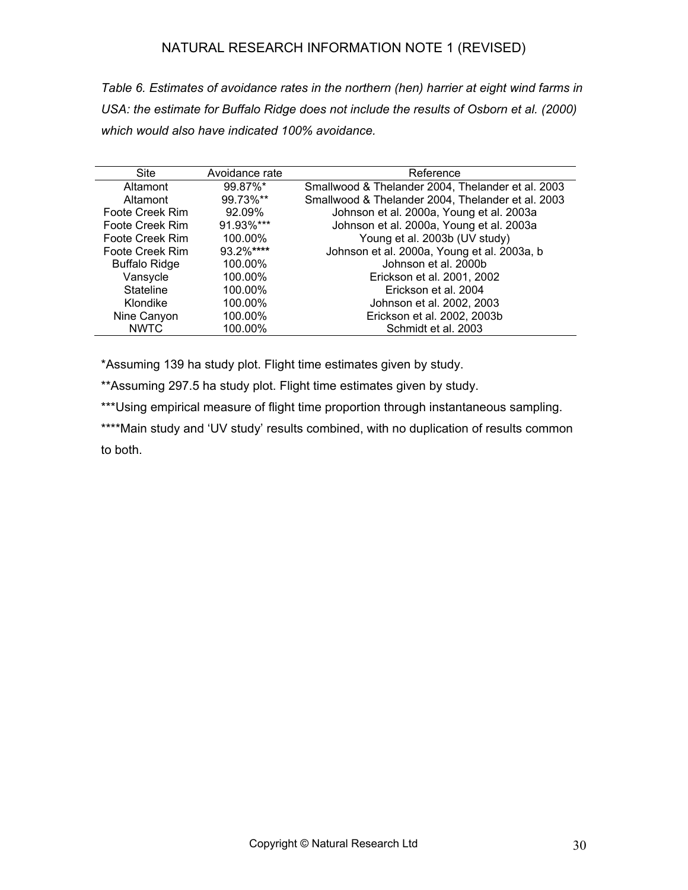*Table 6. Estimates of avoidance rates in the northern (hen) harrier at eight wind farms in USA: the estimate for Buffalo Ridge does not include the results of Osborn et al. (2000) which would also have indicated 100% avoidance.*

| Site | Avoidance rate | Reference |
|---|---|---|
| Altamont | 99.87%* | Smallwood & Thelander 2004, Thelander et al. 2003 |
| Altamont | 99.73%** | Smallwood & Thelander 2004, Thelander et al. 2003 |
| Foote Creek Rim | 92.09% | Johnson et al. 2000a, Young et al. 2003a |
| Foote Creek Rim | 91.93%*** | Johnson et al. 2000a, Young et al. 2003a |
| Foote Creek Rim | 100.00% | Young et al. 2003b (UV study) |
| Foote Creek Rim | 93.2%**** | Johnson et al. 2000a, Young et al. 2003a, b |
| Buffalo Ridge | 100.00% | Johnson et al. 2000b |
| Vansycle | 100.00% | Erickson et al. 2001, 2002 |
| Stateline | 100.00% | Erickson et al. 2004 |
| Klondike | 100.00% | Johnson et al. 2002, 2003 |
| Nine Canyon | 100.00% | Erickson et al. 2002, 2003b |
| NWTC | 100.00% | Schmidt et al. 2003 |

*Assuming 139 ha study plot. Flight time estimates given by study.

**Assuming 297.5 ha study plot. Flight time estimates given by study.

***Using empirical measure of flight time proportion through instantaneous sampling.

****Main study and 'UV study' results combined, with no duplication of results common to both.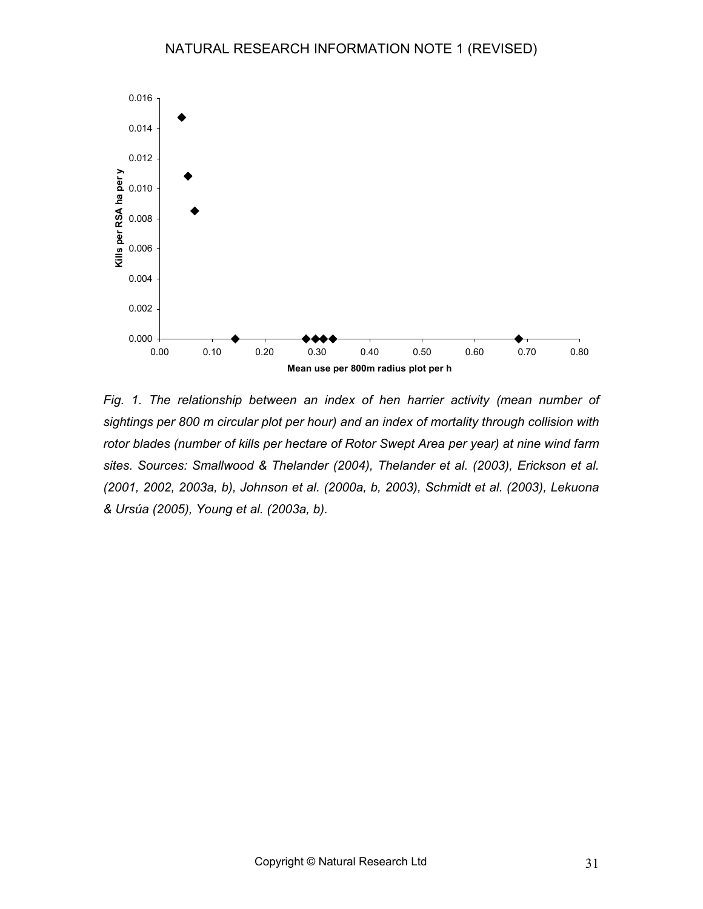*Fig. 1. The relationship between an index of hen harrier activity (mean number of sightings per 800 m circular plot per hour) and an index of mortality through collision with rotor blades (number of kills per hectare of Rotor Swept Area per year) at nine wind farm sites. Sources: Smallwood & Thelander (2004), Thelander et al. (2003), Erickson et al. (2001, 2002, 2003a, b), Johnson et al. (2000a, b, 2003), Schmidt et al. (2003), Lekuona & Ursúa (2005), Young et al. (2003a, b).*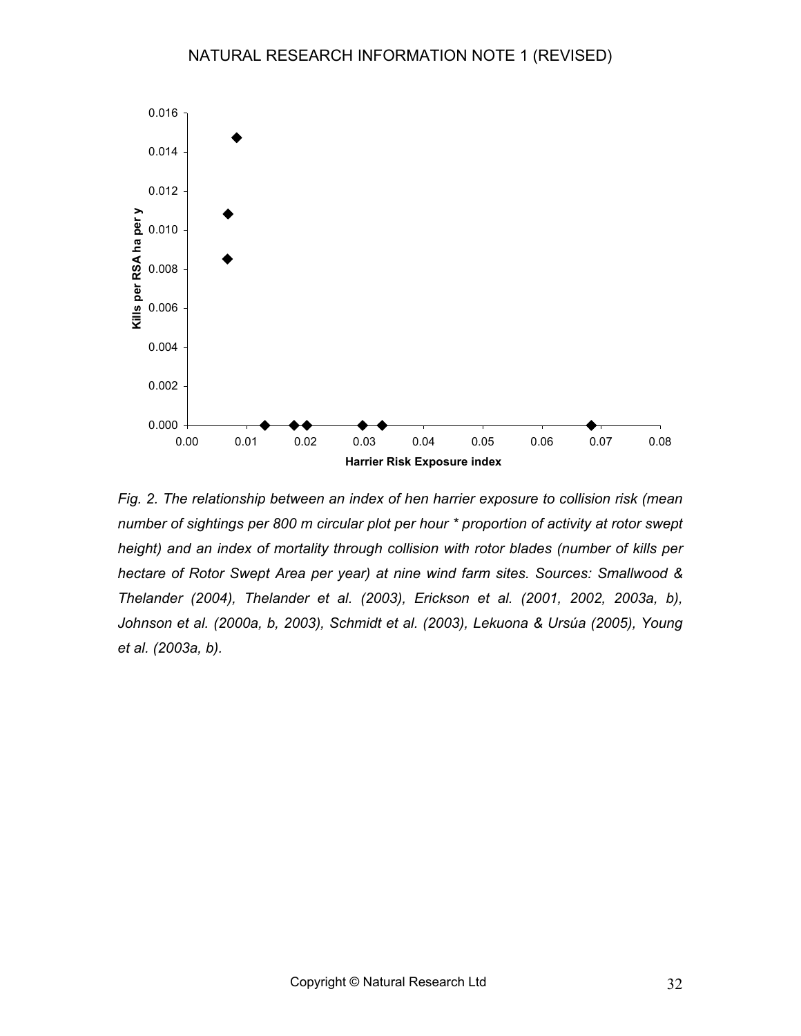0.016
0.014
0.012
0.010
0.008
0.006
0.004
0.002
0.000

Kills per RSA ha per y

0.00 0.01 0.02 0.03 0.04 0.05 0.06 0.07 0.08

Harrier Risk Exposure index

*Fig. 2. The relationship between an index of hen harrier exposure to collision risk (mean number of sightings per 800 m circular plot per hour * proportion of activity at rotor swept height) and an index of mortality through collision with rotor blades (number of kills per hectare of Rotor Swept Area per year) at nine wind farm sites. Sources: Smallwood & Thelander (2004), Thelander et al. (2003), Erickson et al. (2001, 2002, 2003a, b), Johnson et al. (2000a, b, 2003), Schmidt et al. (2003), Lekuona & Ursúa (2005), Young et al. (2003a, b).*